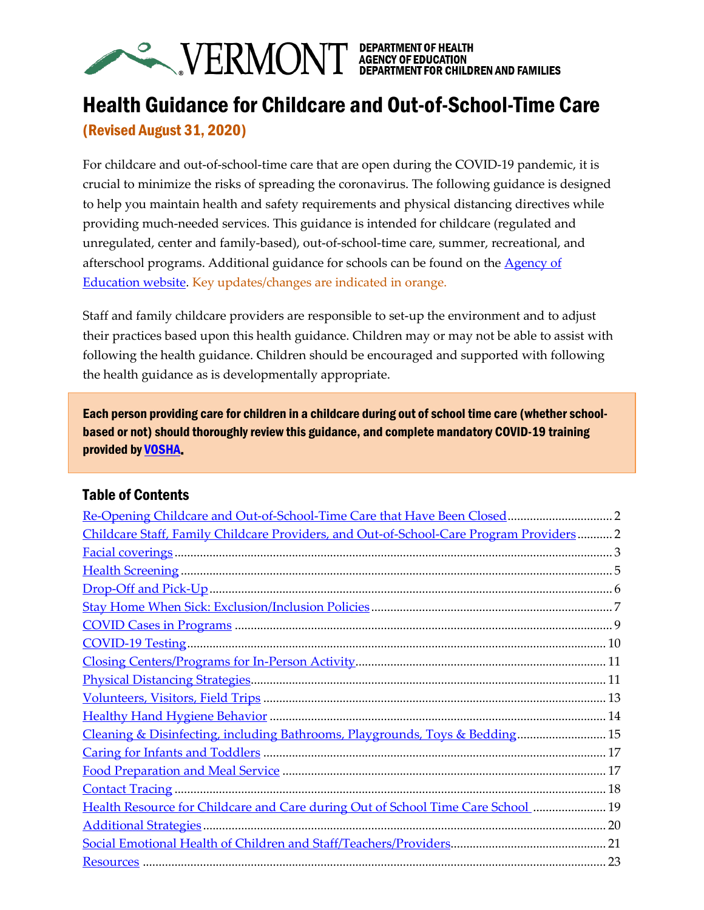VERMONT DEPARTMENT OF HEALTH
AGENCY OF EDUCATION
DEPARTMENT FOR CHILDREN AND FAMILIES

# Health Guidance for Childcare and Out-of-School-Time Care

(Revised August 31, 2020)

For childcare and out-of-school-time care that are open during the COVID-19 pandemic, it is crucial to minimize the risks of spreading the coronavirus. The following guidance is designed to help you maintain health and safety requirements and physical distancing directives while providing much-needed services. This guidance is intended for childcare (regulated and unregulated, center and family-based), out-of-school-time care, summer, recreational, and afterschool programs. Additional guidance for schools can be found on the Agency of Education website. Key updates/changes are indicated in orange.

Staff and family childcare providers are responsible to set-up the environment and to adjust their practices based upon this health guidance. Children may or may not be able to assist with following the health guidance. Children should be encouraged and supported with following the health guidance as is developmentally appropriate.

**Each person providing care for children in a childcare during out of school time care (whether school-based or not) should thoroughly review this guidance, and complete mandatory COVID-19 training provided by VOSHA.**

## Table of Contents

- Re-Opening Childcare and Out-of-School-Time Care that Have Been Closed .......... 2
- Childcare Staff, Family Childcare Providers, and Out-of-School-Care Program Providers .......... 2
- Facial coverings .......... 3
- Health Screening .......... 5
- Drop-Off and Pick-Up .......... 6
- Stay Home When Sick: Exclusion/Inclusion Policies .......... 7
- COVID Cases in Programs .......... 9
- COVID-19 Testing .......... 10
- Closing Centers/Programs for In-Person Activity .......... 11
- Physical Distancing Strategies .......... 11
- Volunteers, Visitors, Field Trips .......... 13
- Healthy Hand Hygiene Behavior .......... 14
- Cleaning & Disinfecting, including Bathrooms, Playgrounds, Toys & Bedding .......... 15
- Caring for Infants and Toddlers .......... 17
- Food Preparation and Meal Service .......... 17
- Contact Tracing .......... 18
- Health Resource for Childcare and Care during Out of School Time Care School .......... 19
- Additional Strategies .......... 20
- Social Emotional Health of Children and Staff/Teachers/Providers .......... 21
- Resources .......... 23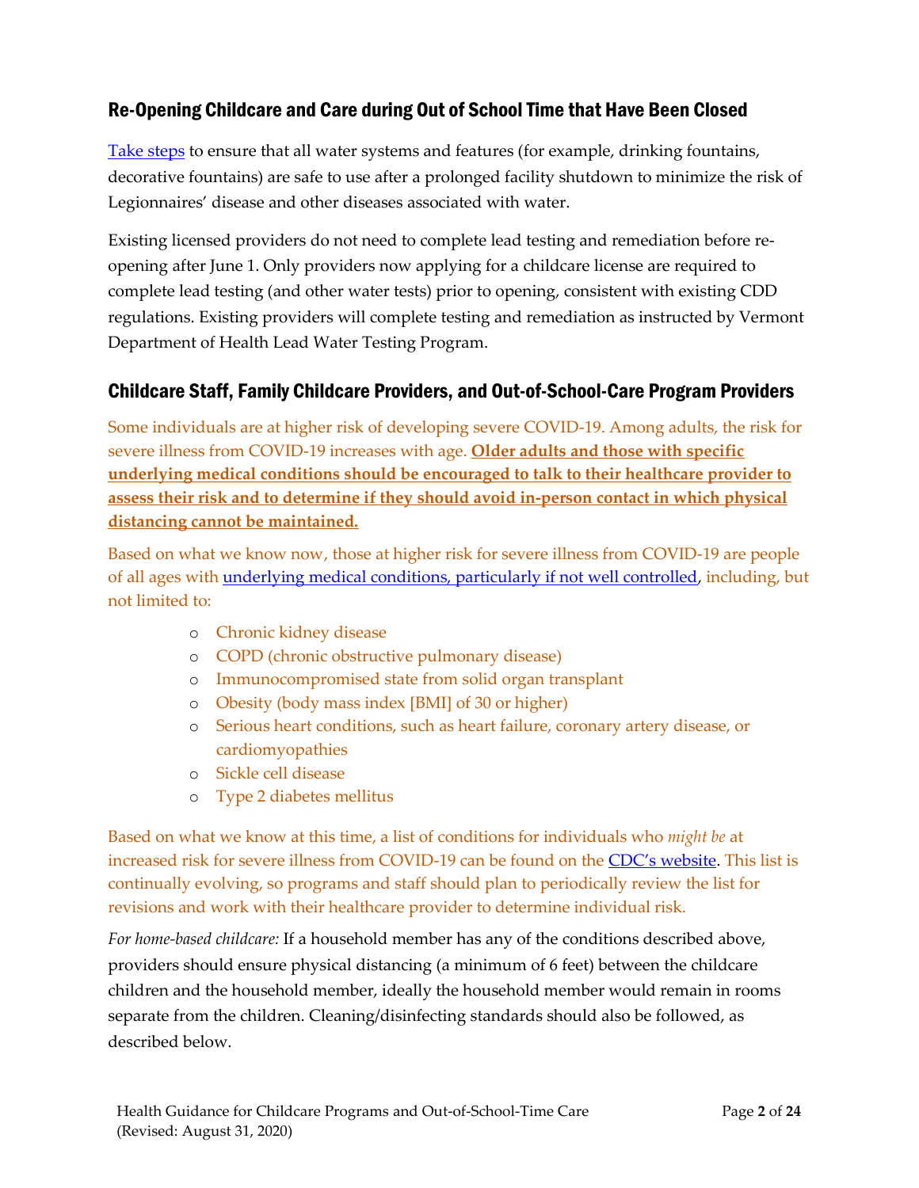## Re-Opening Childcare and Care during Out of School Time that Have Been Closed

Take steps to ensure that all water systems and features (for example, drinking fountains, decorative fountains) are safe to use after a prolonged facility shutdown to minimize the risk of Legionnaires' disease and other diseases associated with water.

Existing licensed providers do not need to complete lead testing and remediation before re-opening after June 1. Only providers now applying for a childcare license are required to complete lead testing (and other water tests) prior to opening, consistent with existing CDD regulations. Existing providers will complete testing and remediation as instructed by Vermont Department of Health Lead Water Testing Program.

## Childcare Staff, Family Childcare Providers, and Out-of-School-Care Program Providers

Some individuals are at higher risk of developing severe COVID-19. Among adults, the risk for severe illness from COVID-19 increases with age. **Older adults and those with specific underlying medical conditions should be encouraged to talk to their healthcare provider to assess their risk and to determine if they should avoid in-person contact in which physical distancing cannot be maintained.**

Based on what we know now, those at higher risk for severe illness from COVID-19 are people of all ages with underlying medical conditions, particularly if not well controlled, including, but not limited to:

- Chronic kidney disease
- COPD (chronic obstructive pulmonary disease)
- Immunocompromised state from solid organ transplant
- Obesity (body mass index [BMI] of 30 or higher)
- Serious heart conditions, such as heart failure, coronary artery disease, or cardiomyopathies
- Sickle cell disease
- Type 2 diabetes mellitus

Based on what we know at this time, a list of conditions for individuals who *might be* at increased risk for severe illness from COVID-19 can be found on the CDC's website. This list is continually evolving, so programs and staff should plan to periodically review the list for revisions and work with their healthcare provider to determine individual risk.

*For home-based childcare:* If a household member has any of the conditions described above, providers should ensure physical distancing (a minimum of 6 feet) between the childcare children and the household member, ideally the household member would remain in rooms separate from the children. Cleaning/disinfecting standards should also be followed, as described below.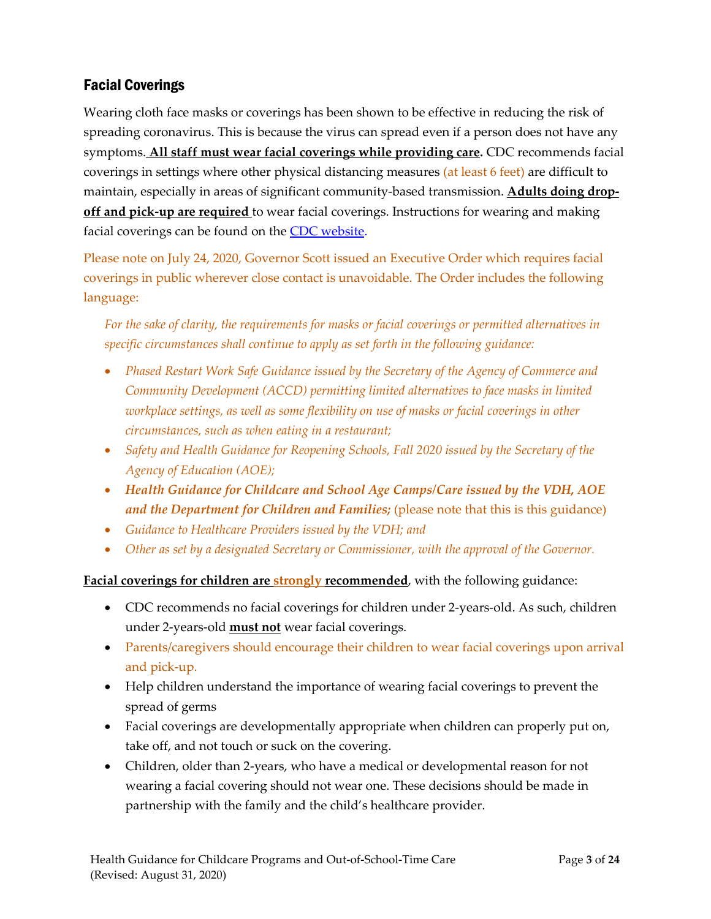## Facial Coverings

Wearing cloth face masks or coverings has been shown to be effective in reducing the risk of spreading coronavirus. This is because the virus can spread even if a person does not have any symptoms. **All staff must wear facial coverings while providing care.** CDC recommends facial coverings in settings where other physical distancing measures (at least 6 feet) are difficult to maintain, especially in areas of significant community-based transmission. **Adults doing drop-off and pick-up are required** to wear facial coverings. Instructions for wearing and making facial coverings can be found on the CDC website.

Please note on July 24, 2020, Governor Scott issued an Executive Order which requires facial coverings in public wherever close contact is unavoidable. The Order includes the following language:

*For the sake of clarity, the requirements for masks or facial coverings or permitted alternatives in specific circumstances shall continue to apply as set forth in the following guidance:*

- *Phased Restart Work Safe Guidance issued by the Secretary of the Agency of Commerce and Community Development (ACCD) permitting limited alternatives to face masks in limited workplace settings, as well as some flexibility on use of masks or facial coverings in other circumstances, such as when eating in a restaurant;*
- *Safety and Health Guidance for Reopening Schools, Fall 2020 issued by the Secretary of the Agency of Education (AOE);*
- ***Health Guidance for Childcare and School Age Camps/Care issued by the VDH, AOE and the Department for Children and Families;*** (please note that this is this guidance)
- *Guidance to Healthcare Providers issued by the VDH; and*
- *Other as set by a designated Secretary or Commissioner, with the approval of the Governor.*

**Facial coverings for children are strongly recommended**, with the following guidance:

- CDC recommends no facial coverings for children under 2-years-old. As such, children under 2-years-old **must not** wear facial coverings.
- Parents/caregivers should encourage their children to wear facial coverings upon arrival and pick-up.
- Help children understand the importance of wearing facial coverings to prevent the spread of germs
- Facial coverings are developmentally appropriate when children can properly put on, take off, and not touch or suck on the covering.
- Children, older than 2-years, who have a medical or developmental reason for not wearing a facial covering should not wear one. These decisions should be made in partnership with the family and the child's healthcare provider.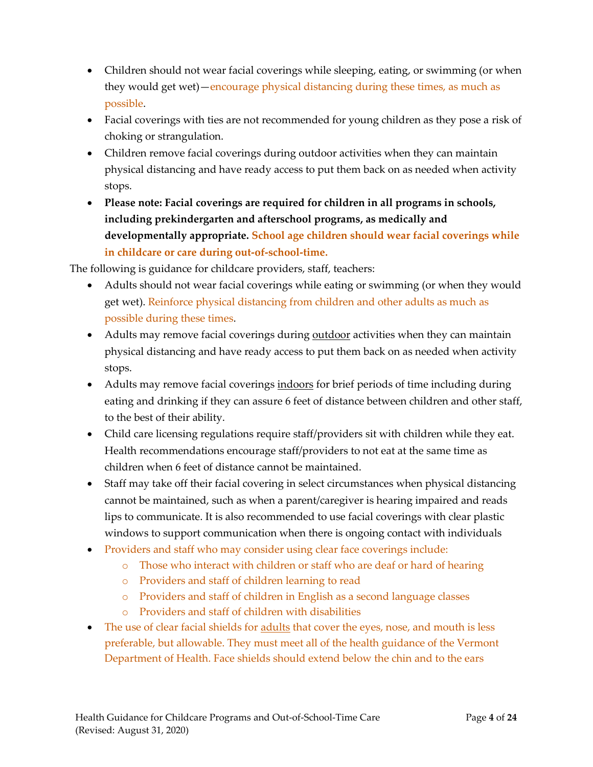- Children should not wear facial coverings while sleeping, eating, or swimming (or when they would get wet)—encourage physical distancing during these times, as much as possible.
- Facial coverings with ties are not recommended for young children as they pose a risk of choking or strangulation.
- Children remove facial coverings during outdoor activities when they can maintain physical distancing and have ready access to put them back on as needed when activity stops.
- **Please note: Facial coverings are required for children in all programs in schools, including prekindergarten and afterschool programs, as medically and developmentally appropriate. School age children should wear facial coverings while in childcare or care during out-of-school-time.**

The following is guidance for childcare providers, staff, teachers:

- Adults should not wear facial coverings while eating or swimming (or when they would get wet). Reinforce physical distancing from children and other adults as much as possible during these times.
- Adults may remove facial coverings during <u>outdoor</u> activities when they can maintain physical distancing and have ready access to put them back on as needed when activity stops.
- Adults may remove facial coverings <u>indoors</u> for brief periods of time including during eating and drinking if they can assure 6 feet of distance between children and other staff, to the best of their ability.
- Child care licensing regulations require staff/providers sit with children while they eat. Health recommendations encourage staff/providers to not eat at the same time as children when 6 feet of distance cannot be maintained.
- Staff may take off their facial covering in select circumstances when physical distancing cannot be maintained, such as when a parent/caregiver is hearing impaired and reads lips to communicate. It is also recommended to use facial coverings with clear plastic windows to support communication when there is ongoing contact with individuals
- Providers and staff who may consider using clear face coverings include:
    - Those who interact with children or staff who are deaf or hard of hearing
    - Providers and staff of children learning to read
    - Providers and staff of children in English as a second language classes
    - Providers and staff of children with disabilities
- The use of clear facial shields for <u>adults</u> that cover the eyes, nose, and mouth is less preferable, but allowable. They must meet all of the health guidance of the Vermont Department of Health. Face shields should extend below the chin and to the ears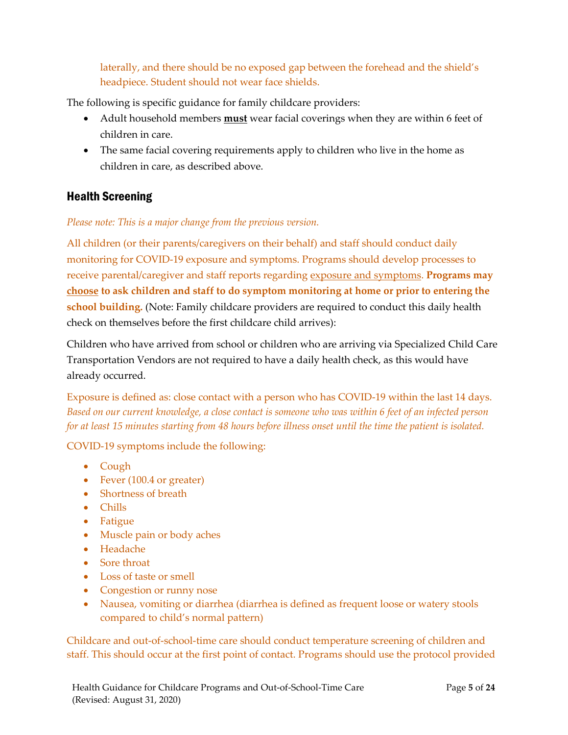laterally, and there should be no exposed gap between the forehead and the shield's headpiece. Student should not wear face shields.

The following is specific guidance for family childcare providers:

- Adult household members **must** wear facial coverings when they are within 6 feet of children in care.
- The same facial covering requirements apply to children who live in the home as children in care, as described above.

## Health Screening

*Please note: This is a major change from the previous version.*

All children (or their parents/caregivers on their behalf) and staff should conduct daily monitoring for COVID-19 exposure and symptoms. Programs should develop processes to receive parental/caregiver and staff reports regarding exposure and symptoms. **Programs may choose to ask children and staff to do symptom monitoring at home or prior to entering the school building.** (Note: Family childcare providers are required to conduct this daily health check on themselves before the first childcare child arrives):

Children who have arrived from school or children who are arriving via Specialized Child Care Transportation Vendors are not required to have a daily health check, as this would have already occurred.

Exposure is defined as: close contact with a person who has COVID-19 within the last 14 days. *Based on our current knowledge, a close contact is someone who was within 6 feet of an infected person for at least 15 minutes starting from 48 hours before illness onset until the time the patient is isolated.*

COVID-19 symptoms include the following:

- Cough
- Fever (100.4 or greater)
- Shortness of breath
- Chills
- Fatigue
- Muscle pain or body aches
- Headache
- Sore throat
- Loss of taste or smell
- Congestion or runny nose
- Nausea, vomiting or diarrhea (diarrhea is defined as frequent loose or watery stools compared to child's normal pattern)

Childcare and out-of-school-time care should conduct temperature screening of children and staff. This should occur at the first point of contact. Programs should use the protocol provided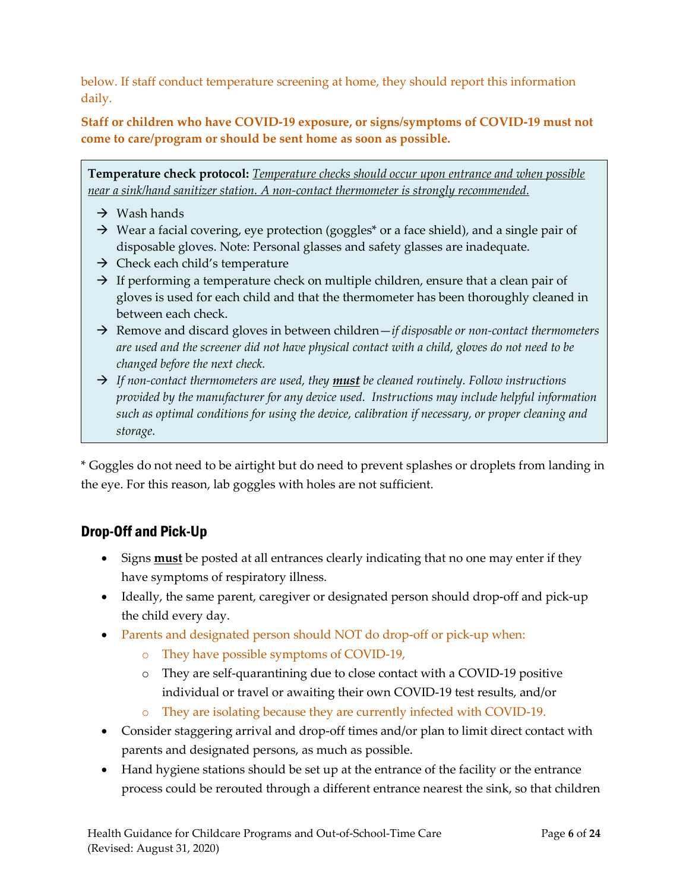below. If staff conduct temperature screening at home, they should report this information daily.

**Staff or children who have COVID-19 exposure, or signs/symptoms of COVID-19 must not come to care/program or should be sent home as soon as possible.**

> **Temperature check protocol:** _Temperature checks should occur upon entrance and when possible near a sink/hand sanitizer station. A non-contact thermometer is strongly recommended._
>
> → Wash hands
>
> → Wear a facial covering, eye protection (goggles* or a face shield), and a single pair of disposable gloves. Note: Personal glasses and safety glasses are inadequate.
>
> → Check each child's temperature
>
> → If performing a temperature check on multiple children, ensure that a clean pair of gloves is used for each child and that the thermometer has been thoroughly cleaned in between each check.
>
> → Remove and discard gloves in between children—*if disposable or non-contact thermometers are used and the screener did not have physical contact with a child, gloves do not need to be changed before the next check.*
>
> → *If non-contact thermometers are used, they **must** be cleaned routinely. Follow instructions provided by the manufacturer for any device used. Instructions may include helpful information such as optimal conditions for using the device, calibration if necessary, or proper cleaning and storage.*

* Goggles do not need to be airtight but do need to prevent splashes or droplets from landing in the eye. For this reason, lab goggles with holes are not sufficient.

## Drop-Off and Pick-Up

- Signs **must** be posted at all entrances clearly indicating that no one may enter if they have symptoms of respiratory illness.
- Ideally, the same parent, caregiver or designated person should drop-off and pick-up the child every day.
- Parents and designated person should NOT do drop-off or pick-up when:
  - They have possible symptoms of COVID-19,
  - They are self-quarantining due to close contact with a COVID-19 positive individual or travel or awaiting their own COVID-19 test results, and/or
  - They are isolating because they are currently infected with COVID-19.
- Consider staggering arrival and drop-off times and/or plan to limit direct contact with parents and designated persons, as much as possible.
- Hand hygiene stations should be set up at the entrance of the facility or the entrance process could be rerouted through a different entrance nearest the sink, so that children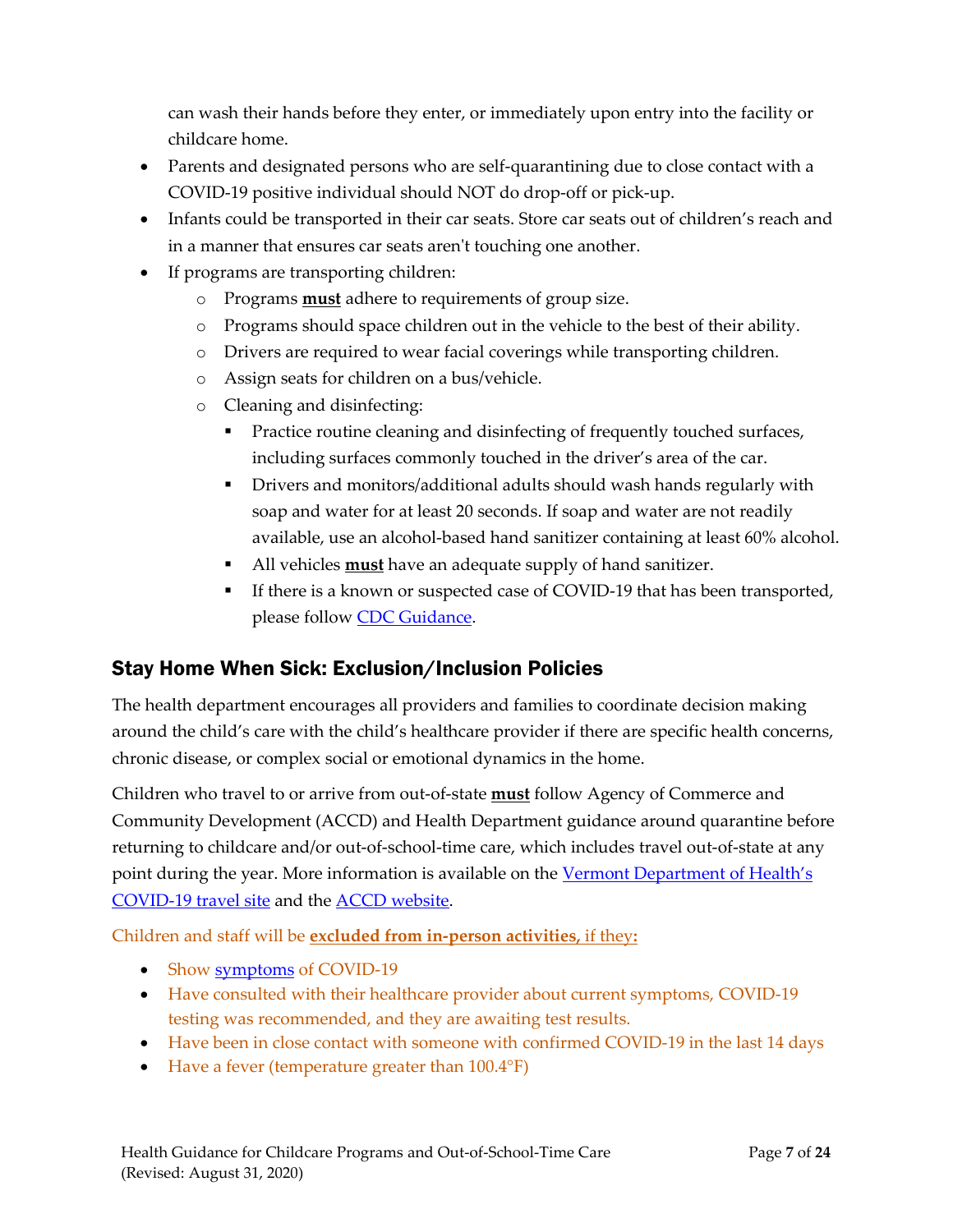can wash their hands before they enter, or immediately upon entry into the facility or childcare home.

- Parents and designated persons who are self-quarantining due to close contact with a COVID-19 positive individual should NOT do drop-off or pick-up.
- Infants could be transported in their car seats. Store car seats out of children's reach and in a manner that ensures car seats aren't touching one another.
- If programs are transporting children:
  - Programs **must** adhere to requirements of group size.
  - Programs should space children out in the vehicle to the best of their ability.
  - Drivers are required to wear facial coverings while transporting children.
  - Assign seats for children on a bus/vehicle.
  - Cleaning and disinfecting:
    - Practice routine cleaning and disinfecting of frequently touched surfaces, including surfaces commonly touched in the driver's area of the car.
    - Drivers and monitors/additional adults should wash hands regularly with soap and water for at least 20 seconds. If soap and water are not readily available, use an alcohol-based hand sanitizer containing at least 60% alcohol.
    - All vehicles **must** have an adequate supply of hand sanitizer.
    - If there is a known or suspected case of COVID-19 that has been transported, please follow CDC Guidance.

## Stay Home When Sick: Exclusion/Inclusion Policies

The health department encourages all providers and families to coordinate decision making around the child's care with the child's healthcare provider if there are specific health concerns, chronic disease, or complex social or emotional dynamics in the home.

Children who travel to or arrive from out-of-state **must** follow Agency of Commerce and Community Development (ACCD) and Health Department guidance around quarantine before returning to childcare and/or out-of-school-time care, which includes travel out-of-state at any point during the year. More information is available on the Vermont Department of Health's COVID-19 travel site and the ACCD website.

Children and staff will be **excluded from in-person activities,** if they**:**

- Show symptoms of COVID-19
- Have consulted with their healthcare provider about current symptoms, COVID-19 testing was recommended, and they are awaiting test results.
- Have been in close contact with someone with confirmed COVID-19 in the last 14 days
- Have a fever (temperature greater than 100.4°F)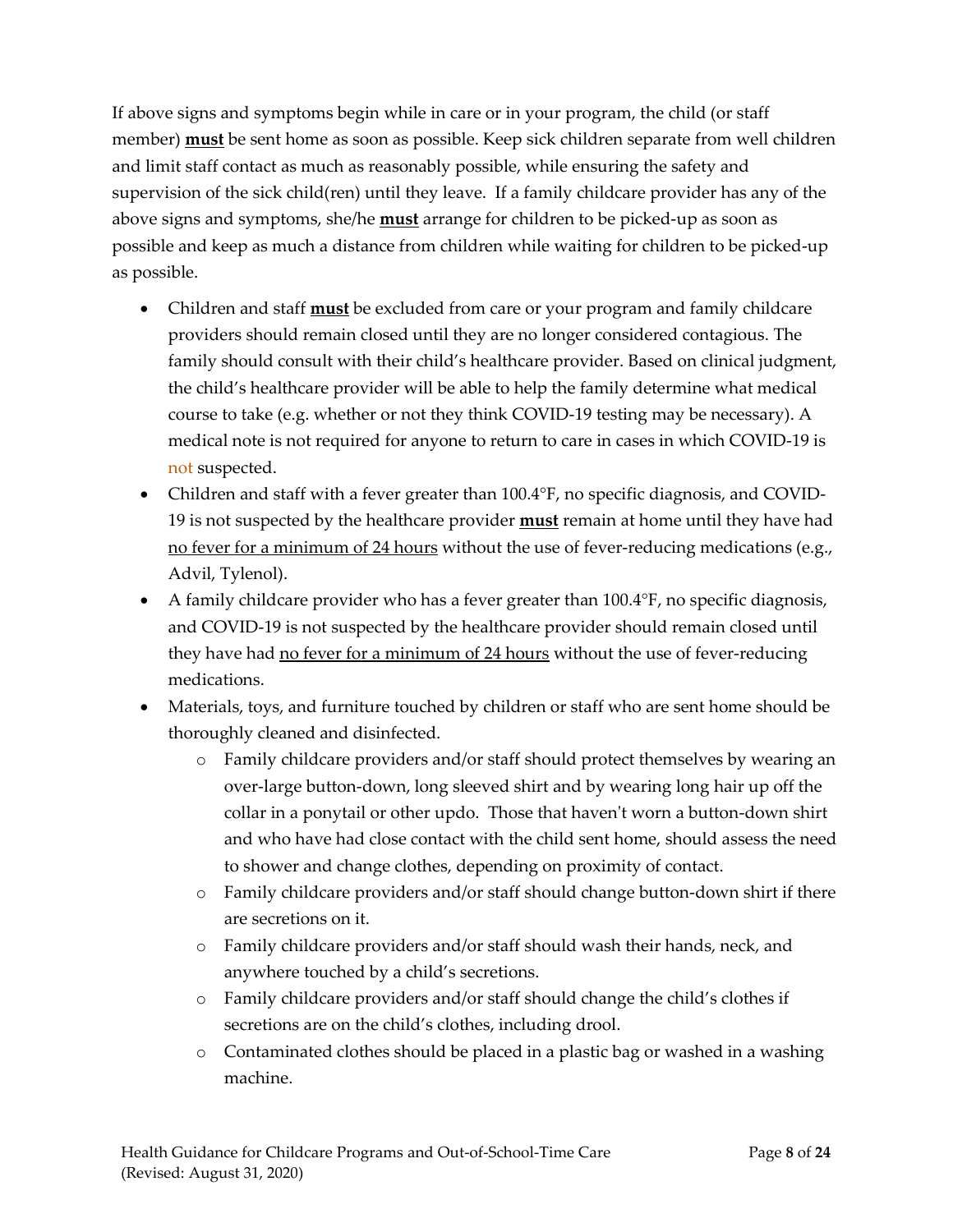If above signs and symptoms begin while in care or in your program, the child (or staff member) <u>**must**</u> be sent home as soon as possible. Keep sick children separate from well children and limit staff contact as much as reasonably possible, while ensuring the safety and supervision of the sick child(ren) until they leave. If a family childcare provider has any of the above signs and symptoms, she/he <u>**must**</u> arrange for children to be picked-up as soon as possible and keep as much a distance from children while waiting for children to be picked-up as possible.

- Children and staff <u>**must**</u> be excluded from care or your program and family childcare providers should remain closed until they are no longer considered contagious. The family should consult with their child's healthcare provider. Based on clinical judgment, the child's healthcare provider will be able to help the family determine what medical course to take (e.g. whether or not they think COVID-19 testing may be necessary). A medical note is not required for anyone to return to care in cases in which COVID-19 is not suspected.
- Children and staff with a fever greater than 100.4°F, no specific diagnosis, and COVID-19 is not suspected by the healthcare provider <u>**must**</u> remain at home until they have had <u>no fever for a minimum of 24 hours</u> without the use of fever-reducing medications (e.g., Advil, Tylenol).
- A family childcare provider who has a fever greater than 100.4°F, no specific diagnosis, and COVID-19 is not suspected by the healthcare provider should remain closed until they have had <u>no fever for a minimum of 24 hours</u> without the use of fever-reducing medications.
- Materials, toys, and furniture touched by children or staff who are sent home should be thoroughly cleaned and disinfected.
    - Family childcare providers and/or staff should protect themselves by wearing an over-large button-down, long sleeved shirt and by wearing long hair up off the collar in a ponytail or other updo. Those that haven't worn a button-down shirt and who have had close contact with the child sent home, should assess the need to shower and change clothes, depending on proximity of contact.
    - Family childcare providers and/or staff should change button-down shirt if there are secretions on it.
    - Family childcare providers and/or staff should wash their hands, neck, and anywhere touched by a child's secretions.
    - Family childcare providers and/or staff should change the child's clothes if secretions are on the child's clothes, including drool.
    - Contaminated clothes should be placed in a plastic bag or washed in a washing machine.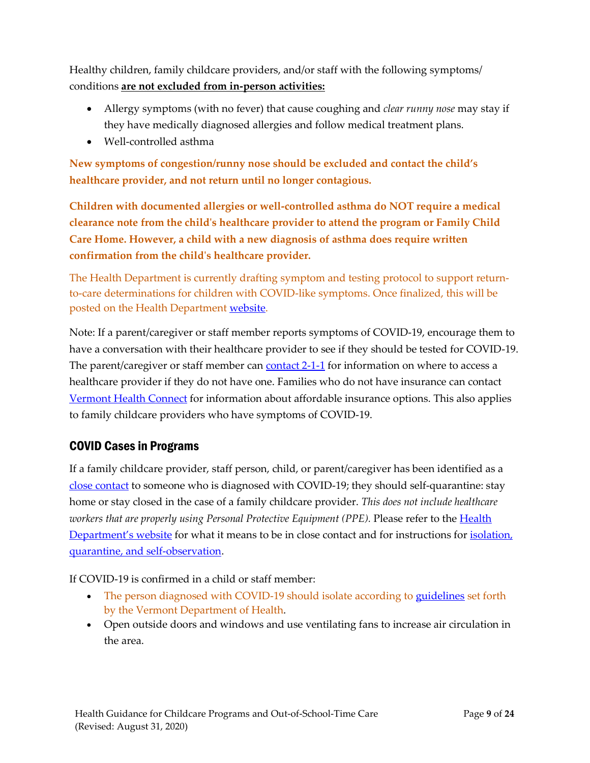Healthy children, family childcare providers, and/or staff with the following symptoms/ conditions **are not excluded from in-person activities:**

- Allergy symptoms (with no fever) that cause coughing and *clear runny nose* may stay if they have medically diagnosed allergies and follow medical treatment plans.
- Well-controlled asthma

**New symptoms of congestion/runny nose should be excluded and contact the child's healthcare provider, and not return until no longer contagious.**

**Children with documented allergies or well-controlled asthma do NOT require a medical clearance note from the child's healthcare provider to attend the program or Family Child Care Home. However, a child with a new diagnosis of asthma does require written confirmation from the child's healthcare provider.**

The Health Department is currently drafting symptom and testing protocol to support return-to-care determinations for children with COVID-like symptoms. Once finalized, this will be posted on the Health Department website.

Note: If a parent/caregiver or staff member reports symptoms of COVID-19, encourage them to have a conversation with their healthcare provider to see if they should be tested for COVID-19. The parent/caregiver or staff member can contact 2-1-1 for information on where to access a healthcare provider if they do not have one. Families who do not have insurance can contact Vermont Health Connect for information about affordable insurance options. This also applies to family childcare providers who have symptoms of COVID-19.

## COVID Cases in Programs

If a family childcare provider, staff person, child, or parent/caregiver has been identified as a close contact to someone who is diagnosed with COVID-19; they should self-quarantine: stay home or stay closed in the case of a family childcare provider. *This does not include healthcare workers that are properly using Personal Protective Equipment (PPE).* Please refer to the Health Department's website for what it means to be in close contact and for instructions for isolation, quarantine, and self-observation.

If COVID-19 is confirmed in a child or staff member:

- The person diagnosed with COVID-19 should isolate according to guidelines set forth by the Vermont Department of Health.
- Open outside doors and windows and use ventilating fans to increase air circulation in the area.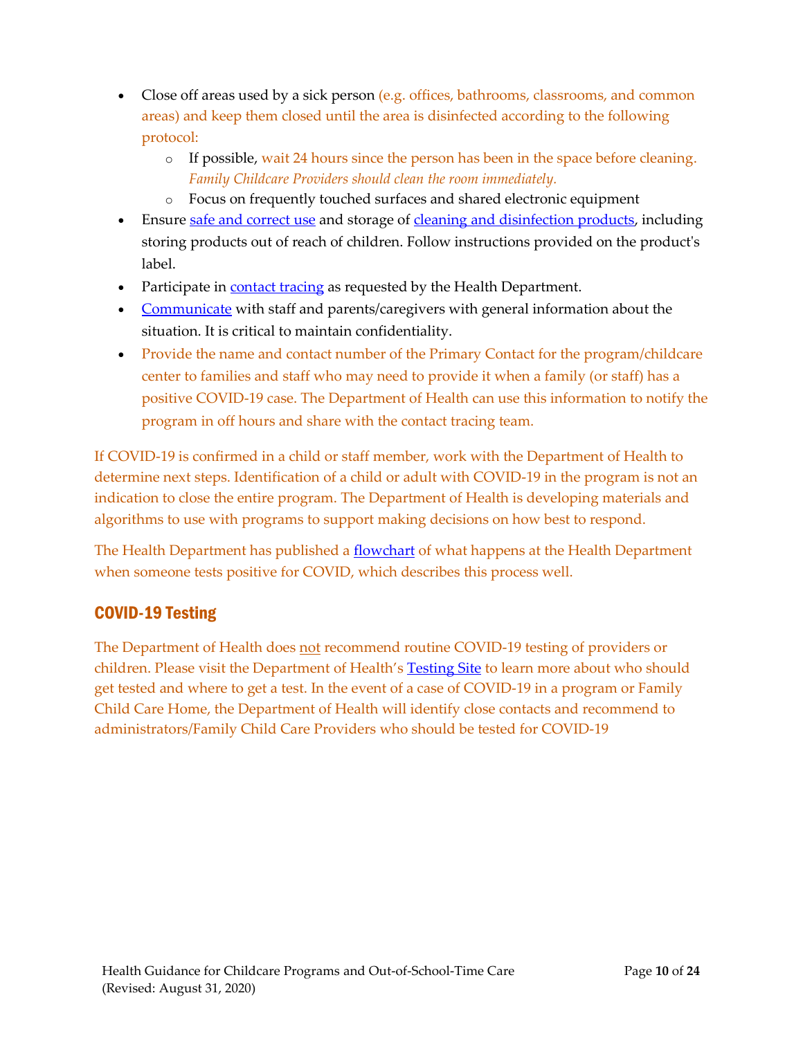- Close off areas used by a sick person (e.g. offices, bathrooms, classrooms, and common areas) and keep them closed until the area is disinfected according to the following protocol:
  - If possible, wait 24 hours since the person has been in the space before cleaning. *Family Childcare Providers should clean the room immediately.*
  - Focus on frequently touched surfaces and shared electronic equipment
- Ensure safe and correct use and storage of cleaning and disinfection products, including storing products out of reach of children. Follow instructions provided on the product's label.
- Participate in contact tracing as requested by the Health Department.
- Communicate with staff and parents/caregivers with general information about the situation. It is critical to maintain confidentiality.
- Provide the name and contact number of the Primary Contact for the program/childcare center to families and staff who may need to provide it when a family (or staff) has a positive COVID-19 case. The Department of Health can use this information to notify the program in off hours and share with the contact tracing team.

If COVID-19 is confirmed in a child or staff member, work with the Department of Health to determine next steps. Identification of a child or adult with COVID-19 in the program is not an indication to close the entire program. The Department of Health is developing materials and algorithms to use with programs to support making decisions on how best to respond.

The Health Department has published a flowchart of what happens at the Health Department when someone tests positive for COVID, which describes this process well.

## COVID-19 Testing

The Department of Health does not recommend routine COVID-19 testing of providers or children. Please visit the Department of Health's Testing Site to learn more about who should get tested and where to get a test. In the event of a case of COVID-19 in a program or Family Child Care Home, the Department of Health will identify close contacts and recommend to administrators/Family Child Care Providers who should be tested for COVID-19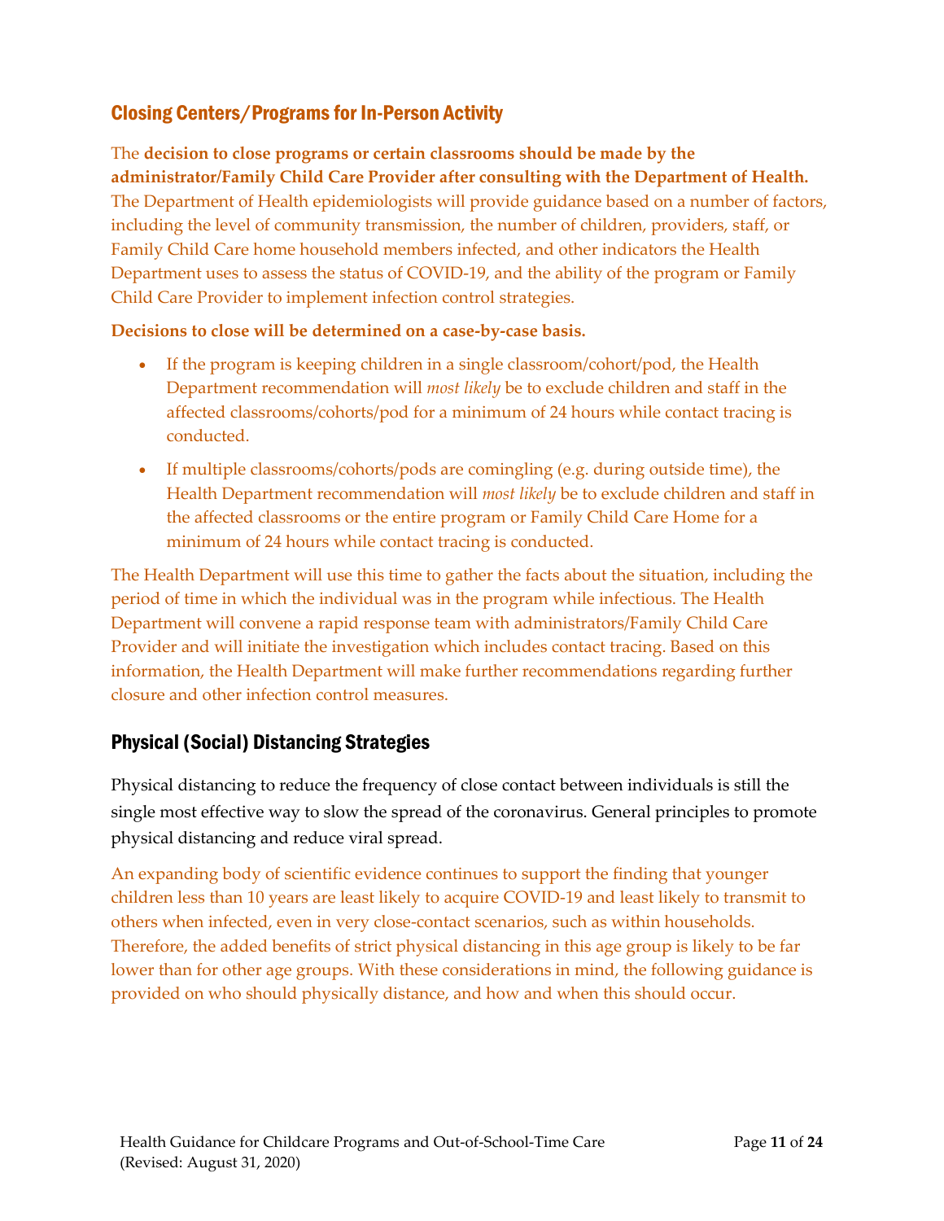## Closing Centers/Programs for In-Person Activity

The **decision to close programs or certain classrooms should be made by the administrator/Family Child Care Provider after consulting with the Department of Health.** The Department of Health epidemiologists will provide guidance based on a number of factors, including the level of community transmission, the number of children, providers, staff, or Family Child Care home household members infected, and other indicators the Health Department uses to assess the status of COVID-19, and the ability of the program or Family Child Care Provider to implement infection control strategies.

**Decisions to close will be determined on a case-by-case basis.**

- If the program is keeping children in a single classroom/cohort/pod, the Health Department recommendation will *most likely* be to exclude children and staff in the affected classrooms/cohorts/pod for a minimum of 24 hours while contact tracing is conducted.
- If multiple classrooms/cohorts/pods are comingling (e.g. during outside time), the Health Department recommendation will *most likely* be to exclude children and staff in the affected classrooms or the entire program or Family Child Care Home for a minimum of 24 hours while contact tracing is conducted.

The Health Department will use this time to gather the facts about the situation, including the period of time in which the individual was in the program while infectious. The Health Department will convene a rapid response team with administrators/Family Child Care Provider and will initiate the investigation which includes contact tracing. Based on this information, the Health Department will make further recommendations regarding further closure and other infection control measures.

## Physical (Social) Distancing Strategies

Physical distancing to reduce the frequency of close contact between individuals is still the single most effective way to slow the spread of the coronavirus. General principles to promote physical distancing and reduce viral spread.

An expanding body of scientific evidence continues to support the finding that younger children less than 10 years are least likely to acquire COVID-19 and least likely to transmit to others when infected, even in very close-contact scenarios, such as within households. Therefore, the added benefits of strict physical distancing in this age group is likely to be far lower than for other age groups. With these considerations in mind, the following guidance is provided on who should physically distance, and how and when this should occur.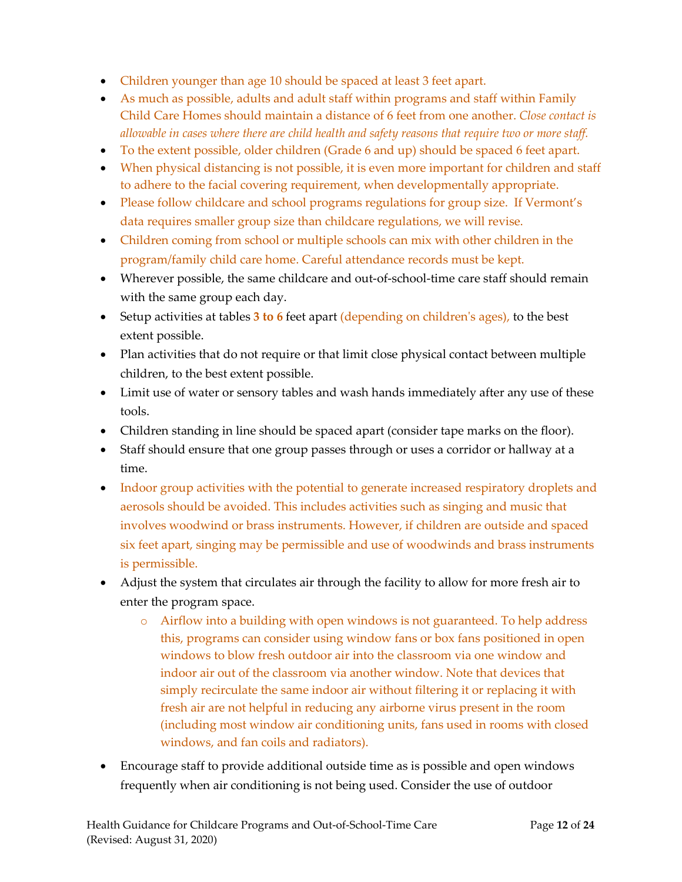- Children younger than age 10 should be spaced at least 3 feet apart.
- As much as possible, adults and adult staff within programs and staff within Family Child Care Homes should maintain a distance of 6 feet from one another. *Close contact is allowable in cases where there are child health and safety reasons that require two or more staff.*
- To the extent possible, older children (Grade 6 and up) should be spaced 6 feet apart.
- When physical distancing is not possible, it is even more important for children and staff to adhere to the facial covering requirement, when developmentally appropriate.
- Please follow childcare and school programs regulations for group size. If Vermont's data requires smaller group size than childcare regulations, we will revise.
- Children coming from school or multiple schools can mix with other children in the program/family child care home. Careful attendance records must be kept.
- Wherever possible, the same childcare and out-of-school-time care staff should remain with the same group each day.
- Setup activities at tables **3 to 6** feet apart (depending on children's ages), to the best extent possible.
- Plan activities that do not require or that limit close physical contact between multiple children, to the best extent possible.
- Limit use of water or sensory tables and wash hands immediately after any use of these tools.
- Children standing in line should be spaced apart (consider tape marks on the floor).
- Staff should ensure that one group passes through or uses a corridor or hallway at a time.
- Indoor group activities with the potential to generate increased respiratory droplets and aerosols should be avoided. This includes activities such as singing and music that involves woodwind or brass instruments. However, if children are outside and spaced six feet apart, singing may be permissible and use of woodwinds and brass instruments is permissible.
- Adjust the system that circulates air through the facility to allow for more fresh air to enter the program space.
  - Airflow into a building with open windows is not guaranteed. To help address this, programs can consider using window fans or box fans positioned in open windows to blow fresh outdoor air into the classroom via one window and indoor air out of the classroom via another window. Note that devices that simply recirculate the same indoor air without filtering it or replacing it with fresh air are not helpful in reducing any airborne virus present in the room (including most window air conditioning units, fans used in rooms with closed windows, and fan coils and radiators).
- Encourage staff to provide additional outside time as is possible and open windows frequently when air conditioning is not being used. Consider the use of outdoor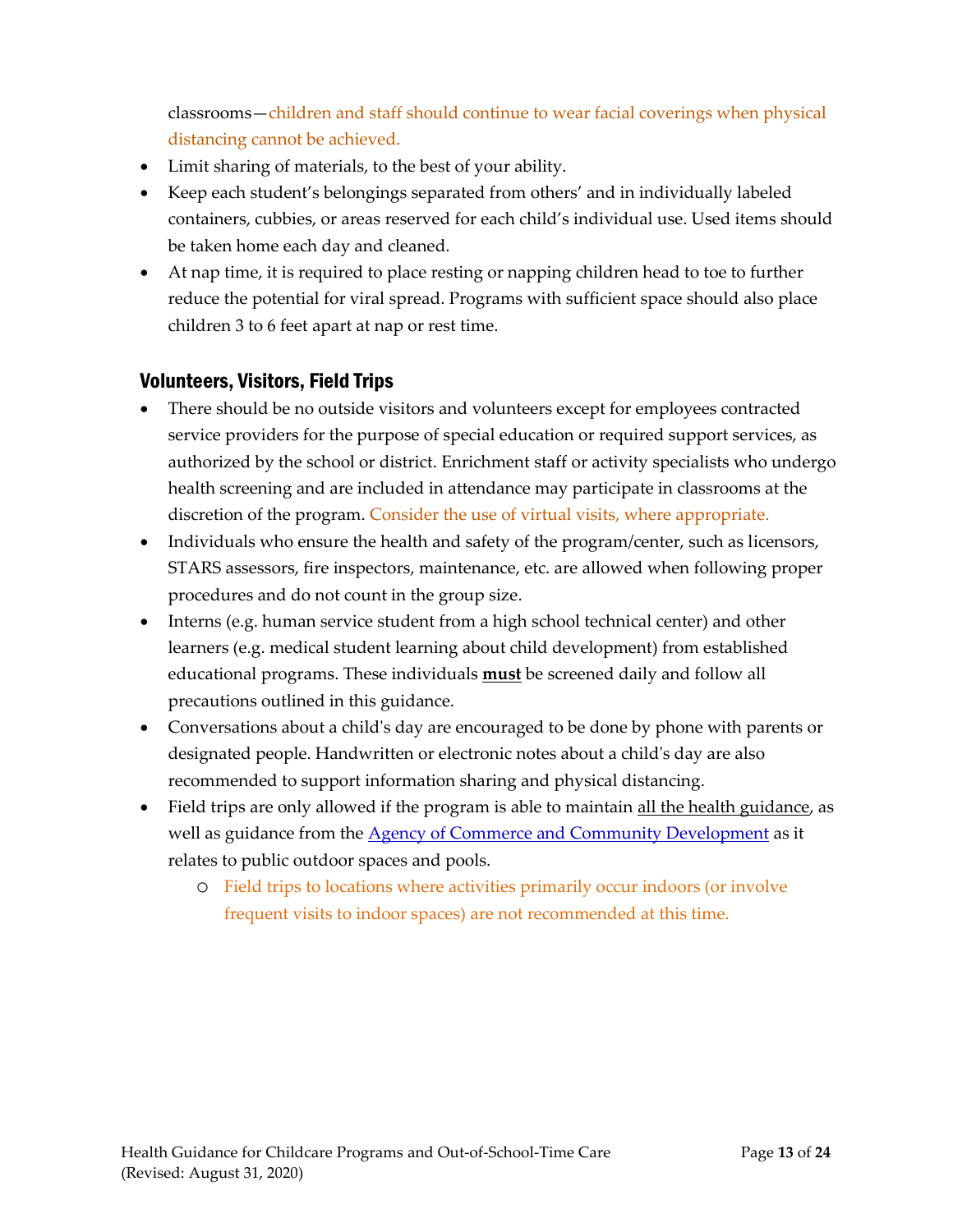classrooms—children and staff should continue to wear facial coverings when physical distancing cannot be achieved.

- Limit sharing of materials, to the best of your ability.
- Keep each student's belongings separated from others' and in individually labeled containers, cubbies, or areas reserved for each child's individual use. Used items should be taken home each day and cleaned.
- At nap time, it is required to place resting or napping children head to toe to further reduce the potential for viral spread. Programs with sufficient space should also place children 3 to 6 feet apart at nap or rest time.

### Volunteers, Visitors, Field Trips

- There should be no outside visitors and volunteers except for employees contracted service providers for the purpose of special education or required support services, as authorized by the school or district. Enrichment staff or activity specialists who undergo health screening and are included in attendance may participate in classrooms at the discretion of the program. Consider the use of virtual visits, where appropriate.
- Individuals who ensure the health and safety of the program/center, such as licensors, STARS assessors, fire inspectors, maintenance, etc. are allowed when following proper procedures and do not count in the group size.
- Interns (e.g. human service student from a high school technical center) and other learners (e.g. medical student learning about child development) from established educational programs. These individuals **must** be screened daily and follow all precautions outlined in this guidance.
- Conversations about a child's day are encouraged to be done by phone with parents or designated people. Handwritten or electronic notes about a child's day are also recommended to support information sharing and physical distancing.
- Field trips are only allowed if the program is able to maintain all the health guidance, as well as guidance from the Agency of Commerce and Community Development as it relates to public outdoor spaces and pools.
    - Field trips to locations where activities primarily occur indoors (or involve frequent visits to indoor spaces) are not recommended at this time.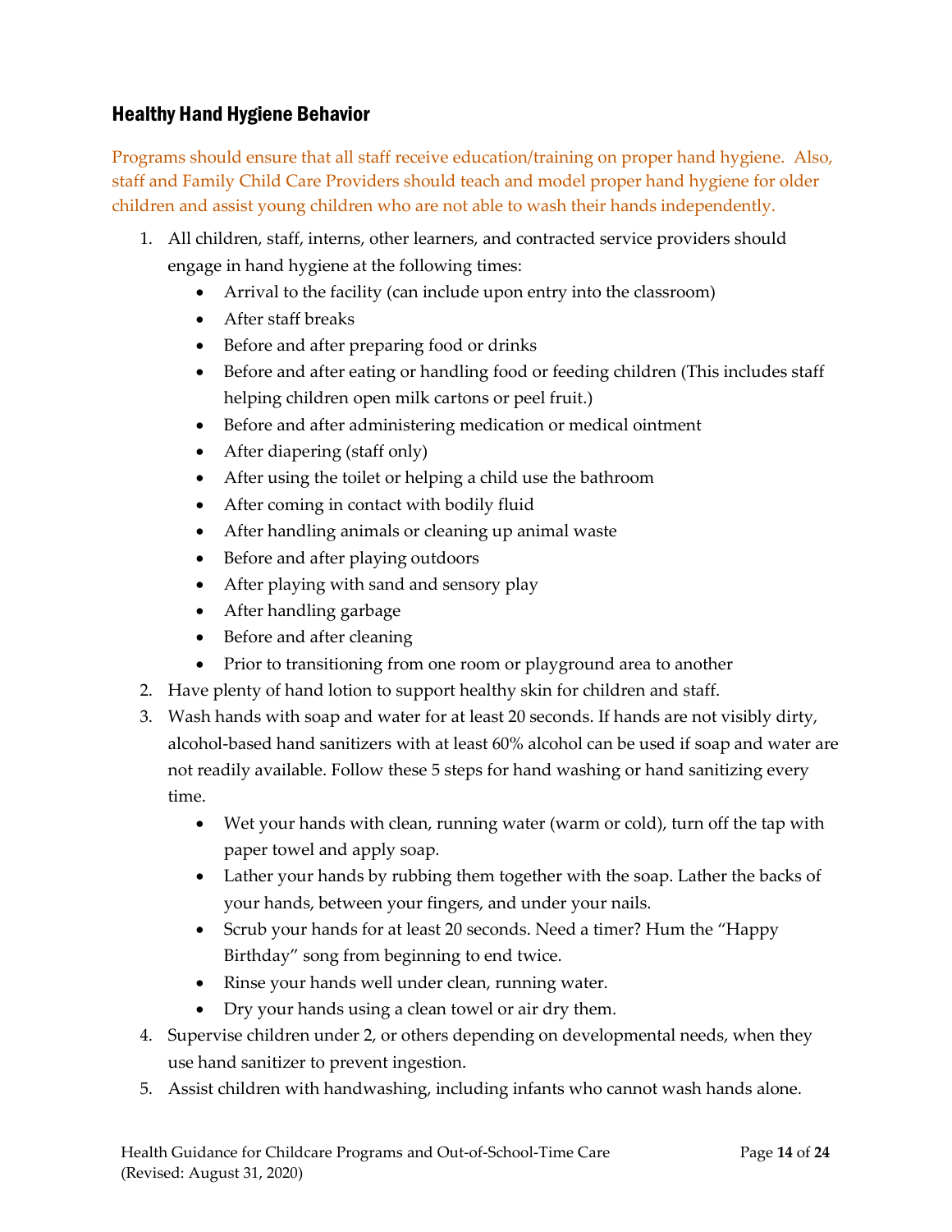## Healthy Hand Hygiene Behavior

Programs should ensure that all staff receive education/training on proper hand hygiene. Also, staff and Family Child Care Providers should teach and model proper hand hygiene for older children and assist young children who are not able to wash their hands independently.

1. All children, staff, interns, other learners, and contracted service providers should engage in hand hygiene at the following times:
   - Arrival to the facility (can include upon entry into the classroom)
   - After staff breaks
   - Before and after preparing food or drinks
   - Before and after eating or handling food or feeding children (This includes staff helping children open milk cartons or peel fruit.)
   - Before and after administering medication or medical ointment
   - After diapering (staff only)
   - After using the toilet or helping a child use the bathroom
   - After coming in contact with bodily fluid
   - After handling animals or cleaning up animal waste
   - Before and after playing outdoors
   - After playing with sand and sensory play
   - After handling garbage
   - Before and after cleaning
   - Prior to transitioning from one room or playground area to another
2. Have plenty of hand lotion to support healthy skin for children and staff.
3. Wash hands with soap and water for at least 20 seconds. If hands are not visibly dirty, alcohol-based hand sanitizers with at least 60% alcohol can be used if soap and water are not readily available. Follow these 5 steps for hand washing or hand sanitizing every time.
   - Wet your hands with clean, running water (warm or cold), turn off the tap with paper towel and apply soap.
   - Lather your hands by rubbing them together with the soap. Lather the backs of your hands, between your fingers, and under your nails.
   - Scrub your hands for at least 20 seconds. Need a timer? Hum the "Happy Birthday" song from beginning to end twice.
   - Rinse your hands well under clean, running water.
   - Dry your hands using a clean towel or air dry them.
4. Supervise children under 2, or others depending on developmental needs, when they use hand sanitizer to prevent ingestion.
5. Assist children with handwashing, including infants who cannot wash hands alone.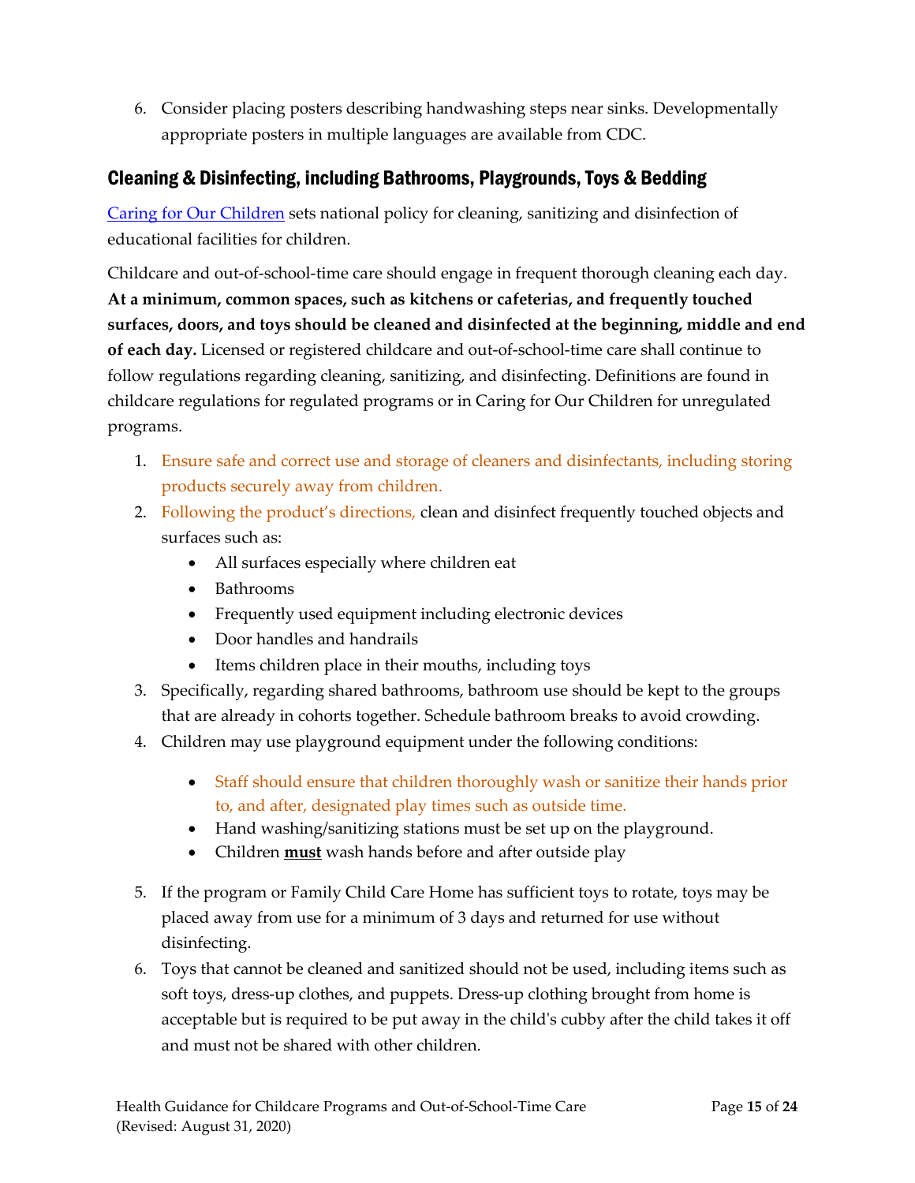6. Consider placing posters describing handwashing steps near sinks. Developmentally appropriate posters in multiple languages are available from CDC.

## Cleaning & Disinfecting, including Bathrooms, Playgrounds, Toys & Bedding

[Caring for Our Children](#) sets national policy for cleaning, sanitizing and disinfection of educational facilities for children.

Childcare and out-of-school-time care should engage in frequent thorough cleaning each day. **At a minimum, common spaces, such as kitchens or cafeterias, and frequently touched surfaces, doors, and toys should be cleaned and disinfected at the beginning, middle and end of each day.** Licensed or registered childcare and out-of-school-time care shall continue to follow regulations regarding cleaning, sanitizing, and disinfecting. Definitions are found in childcare regulations for regulated programs or in Caring for Our Children for unregulated programs.

1. Ensure safe and correct use and storage of cleaners and disinfectants, including storing products securely away from children.
2. Following the product's directions, clean and disinfect frequently touched objects and surfaces such as:
   - All surfaces especially where children eat
   - Bathrooms
   - Frequently used equipment including electronic devices
   - Door handles and handrails
   - Items children place in their mouths, including toys
3. Specifically, regarding shared bathrooms, bathroom use should be kept to the groups that are already in cohorts together. Schedule bathroom breaks to avoid crowding.
4. Children may use playground equipment under the following conditions:
   - Staff should ensure that children thoroughly wash or sanitize their hands prior to, and after, designated play times such as outside time.
   - Hand washing/sanitizing stations must be set up on the playground.
   - Children **<u>must</u>** wash hands before and after outside play
5. If the program or Family Child Care Home has sufficient toys to rotate, toys may be placed away from use for a minimum of 3 days and returned for use without disinfecting.
6. Toys that cannot be cleaned and sanitized should not be used, including items such as soft toys, dress-up clothes, and puppets. Dress-up clothing brought from home is acceptable but is required to be put away in the child's cubby after the child takes it off and must not be shared with other children.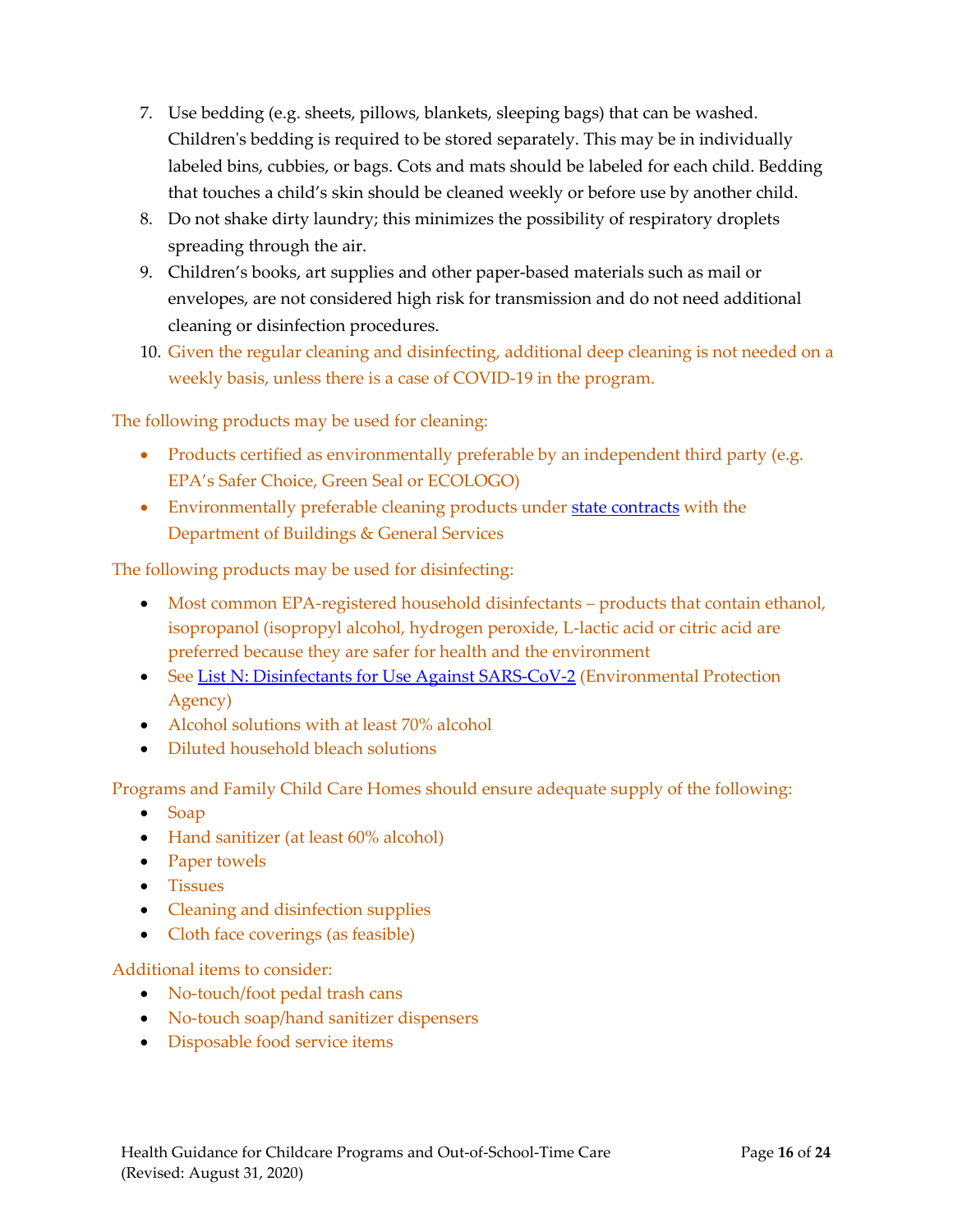7. Use bedding (e.g. sheets, pillows, blankets, sleeping bags) that can be washed. Children's bedding is required to be stored separately. This may be in individually labeled bins, cubbies, or bags. Cots and mats should be labeled for each child. Bedding that touches a child's skin should be cleaned weekly or before use by another child.
8. Do not shake dirty laundry; this minimizes the possibility of respiratory droplets spreading through the air.
9. Children's books, art supplies and other paper-based materials such as mail or envelopes, are not considered high risk for transmission and do not need additional cleaning or disinfection procedures.
10. Given the regular cleaning and disinfecting, additional deep cleaning is not needed on a weekly basis, unless there is a case of COVID-19 in the program.

The following products may be used for cleaning:

- Products certified as environmentally preferable by an independent third party (e.g. EPA's Safer Choice, Green Seal or ECOLOGO)
- Environmentally preferable cleaning products under [state contracts](state contracts) with the Department of Buildings & General Services

The following products may be used for disinfecting:

- Most common EPA-registered household disinfectants – products that contain ethanol, isopropanol (isopropyl alcohol, hydrogen peroxide, L-lactic acid or citric acid are preferred because they are safer for health and the environment
- See [List N: Disinfectants for Use Against SARS-CoV-2](List N: Disinfectants for Use Against SARS-CoV-2) (Environmental Protection Agency)
- Alcohol solutions with at least 70% alcohol
- Diluted household bleach solutions

Programs and Family Child Care Homes should ensure adequate supply of the following:

- Soap
- Hand sanitizer (at least 60% alcohol)
- Paper towels
- Tissues
- Cleaning and disinfection supplies
- Cloth face coverings (as feasible)

Additional items to consider:

- No-touch/foot pedal trash cans
- No-touch soap/hand sanitizer dispensers
- Disposable food service items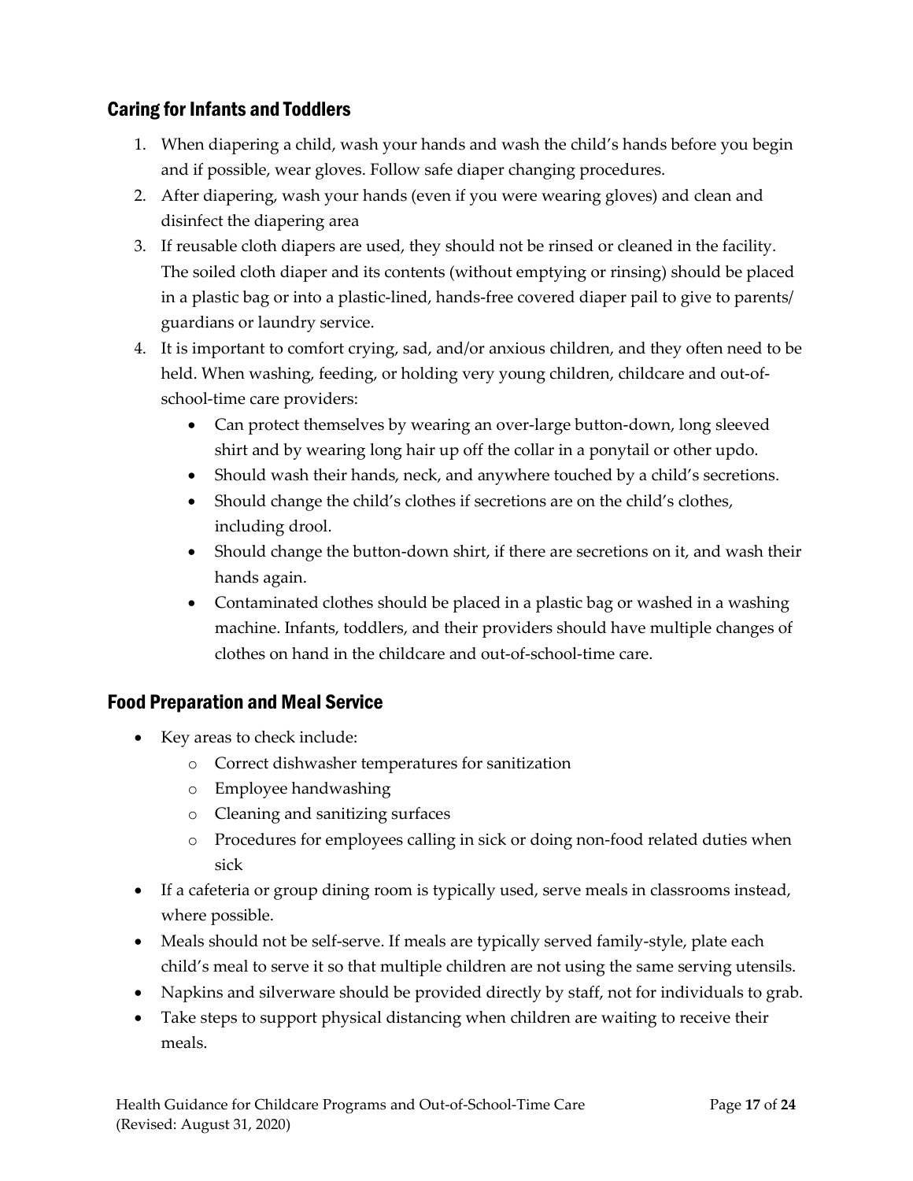## Caring for Infants and Toddlers

1. When diapering a child, wash your hands and wash the child's hands before you begin and if possible, wear gloves. Follow safe diaper changing procedures.
2. After diapering, wash your hands (even if you were wearing gloves) and clean and disinfect the diapering area
3. If reusable cloth diapers are used, they should not be rinsed or cleaned in the facility. The soiled cloth diaper and its contents (without emptying or rinsing) should be placed in a plastic bag or into a plastic-lined, hands-free covered diaper pail to give to parents/ guardians or laundry service.
4. It is important to comfort crying, sad, and/or anxious children, and they often need to be held. When washing, feeding, or holding very young children, childcare and out-of-school-time care providers:
    - Can protect themselves by wearing an over-large button-down, long sleeved shirt and by wearing long hair up off the collar in a ponytail or other updo.
    - Should wash their hands, neck, and anywhere touched by a child's secretions.
    - Should change the child's clothes if secretions are on the child's clothes, including drool.
    - Should change the button-down shirt, if there are secretions on it, and wash their hands again.
    - Contaminated clothes should be placed in a plastic bag or washed in a washing machine. Infants, toddlers, and their providers should have multiple changes of clothes on hand in the childcare and out-of-school-time care.

## Food Preparation and Meal Service

- Key areas to check include:
    - Correct dishwasher temperatures for sanitization
    - Employee handwashing
    - Cleaning and sanitizing surfaces
    - Procedures for employees calling in sick or doing non-food related duties when sick
- If a cafeteria or group dining room is typically used, serve meals in classrooms instead, where possible.
- Meals should not be self-serve. If meals are typically served family-style, plate each child's meal to serve it so that multiple children are not using the same serving utensils.
- Napkins and silverware should be provided directly by staff, not for individuals to grab.
- Take steps to support physical distancing when children are waiting to receive their meals.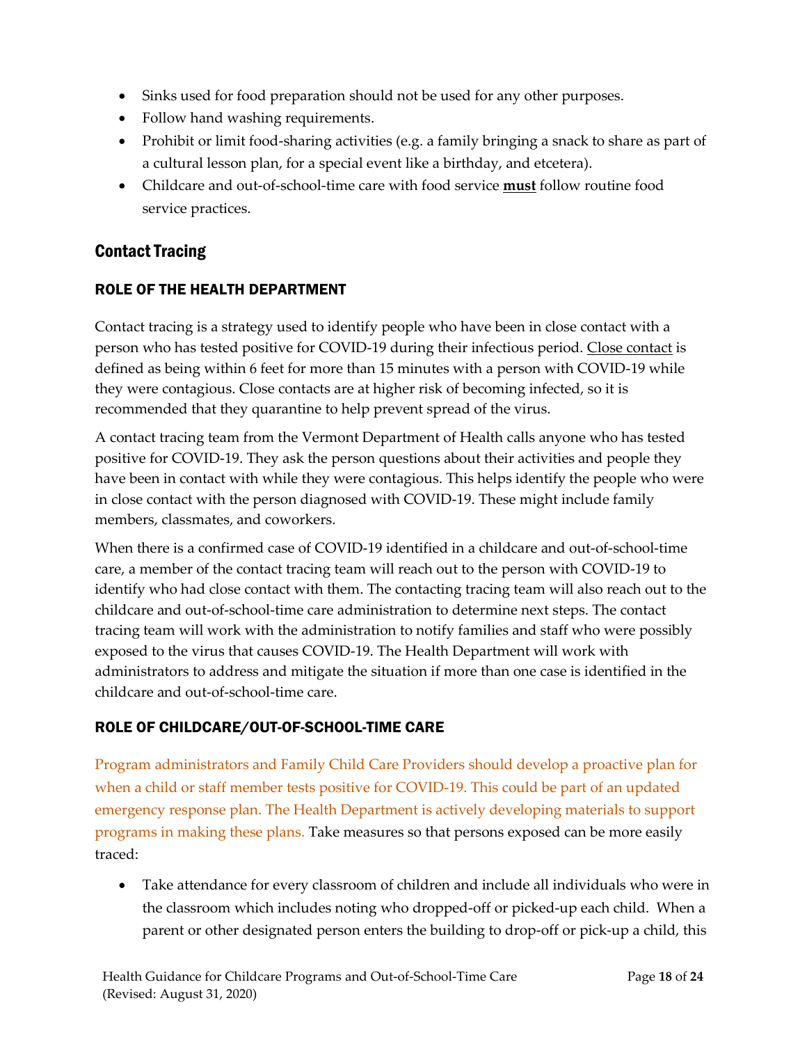- Sinks used for food preparation should not be used for any other purposes.
- Follow hand washing requirements.
- Prohibit or limit food-sharing activities (e.g. a family bringing a snack to share as part of a cultural lesson plan, for a special event like a birthday, and etcetera).
- Childcare and out-of-school-time care with food service **must** follow routine food service practices.

## Contact Tracing

### ROLE OF THE HEALTH DEPARTMENT

Contact tracing is a strategy used to identify people who have been in close contact with a person who has tested positive for COVID-19 during their infectious period. Close contact is defined as being within 6 feet for more than 15 minutes with a person with COVID-19 while they were contagious. Close contacts are at higher risk of becoming infected, so it is recommended that they quarantine to help prevent spread of the virus.

A contact tracing team from the Vermont Department of Health calls anyone who has tested positive for COVID-19. They ask the person questions about their activities and people they have been in contact with while they were contagious. This helps identify the people who were in close contact with the person diagnosed with COVID-19. These might include family members, classmates, and coworkers.

When there is a confirmed case of COVID-19 identified in a childcare and out-of-school-time care, a member of the contact tracing team will reach out to the person with COVID-19 to identify who had close contact with them. The contacting tracing team will also reach out to the childcare and out-of-school-time care administration to determine next steps. The contact tracing team will work with the administration to notify families and staff who were possibly exposed to the virus that causes COVID-19. The Health Department will work with administrators to address and mitigate the situation if more than one case is identified in the childcare and out-of-school-time care.

### ROLE OF CHILDCARE/OUT-OF-SCHOOL-TIME CARE

Program administrators and Family Child Care Providers should develop a proactive plan for when a child or staff member tests positive for COVID-19. This could be part of an updated emergency response plan. The Health Department is actively developing materials to support programs in making these plans. Take measures so that persons exposed can be more easily traced:

- Take attendance for every classroom of children and include all individuals who were in the classroom which includes noting who dropped-off or picked-up each child. When a parent or other designated person enters the building to drop-off or pick-up a child, this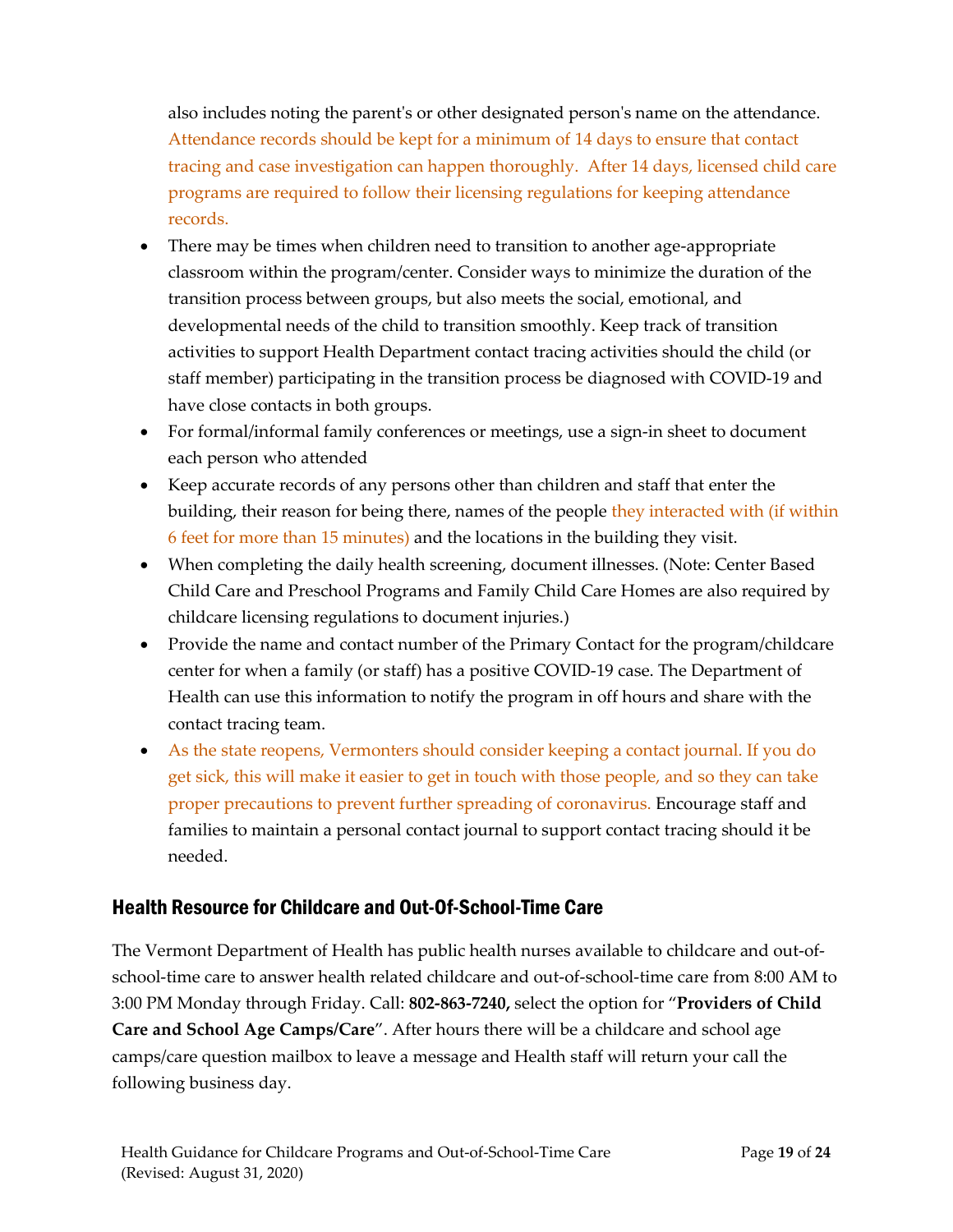also includes noting the parent's or other designated person's name on the attendance. Attendance records should be kept for a minimum of 14 days to ensure that contact tracing and case investigation can happen thoroughly. After 14 days, licensed child care programs are required to follow their licensing regulations for keeping attendance records.

- There may be times when children need to transition to another age-appropriate classroom within the program/center. Consider ways to minimize the duration of the transition process between groups, but also meets the social, emotional, and developmental needs of the child to transition smoothly. Keep track of transition activities to support Health Department contact tracing activities should the child (or staff member) participating in the transition process be diagnosed with COVID-19 and have close contacts in both groups.
- For formal/informal family conferences or meetings, use a sign-in sheet to document each person who attended
- Keep accurate records of any persons other than children and staff that enter the building, their reason for being there, names of the people they interacted with (if within 6 feet for more than 15 minutes) and the locations in the building they visit.
- When completing the daily health screening, document illnesses. (Note: Center Based Child Care and Preschool Programs and Family Child Care Homes are also required by childcare licensing regulations to document injuries.)
- Provide the name and contact number of the Primary Contact for the program/childcare center for when a family (or staff) has a positive COVID-19 case. The Department of Health can use this information to notify the program in off hours and share with the contact tracing team.
- As the state reopens, Vermonters should consider keeping a contact journal. If you do get sick, this will make it easier to get in touch with those people, and so they can take proper precautions to prevent further spreading of coronavirus. Encourage staff and families to maintain a personal contact journal to support contact tracing should it be needed.

## Health Resource for Childcare and Out-Of-School-Time Care

The Vermont Department of Health has public health nurses available to childcare and out-of-school-time care to answer health related childcare and out-of-school-time care from 8:00 AM to 3:00 PM Monday through Friday. Call: **802-863-7240,** select the option for "**Providers of Child Care and School Age Camps/Care**". After hours there will be a childcare and school age camps/care question mailbox to leave a message and Health staff will return your call the following business day.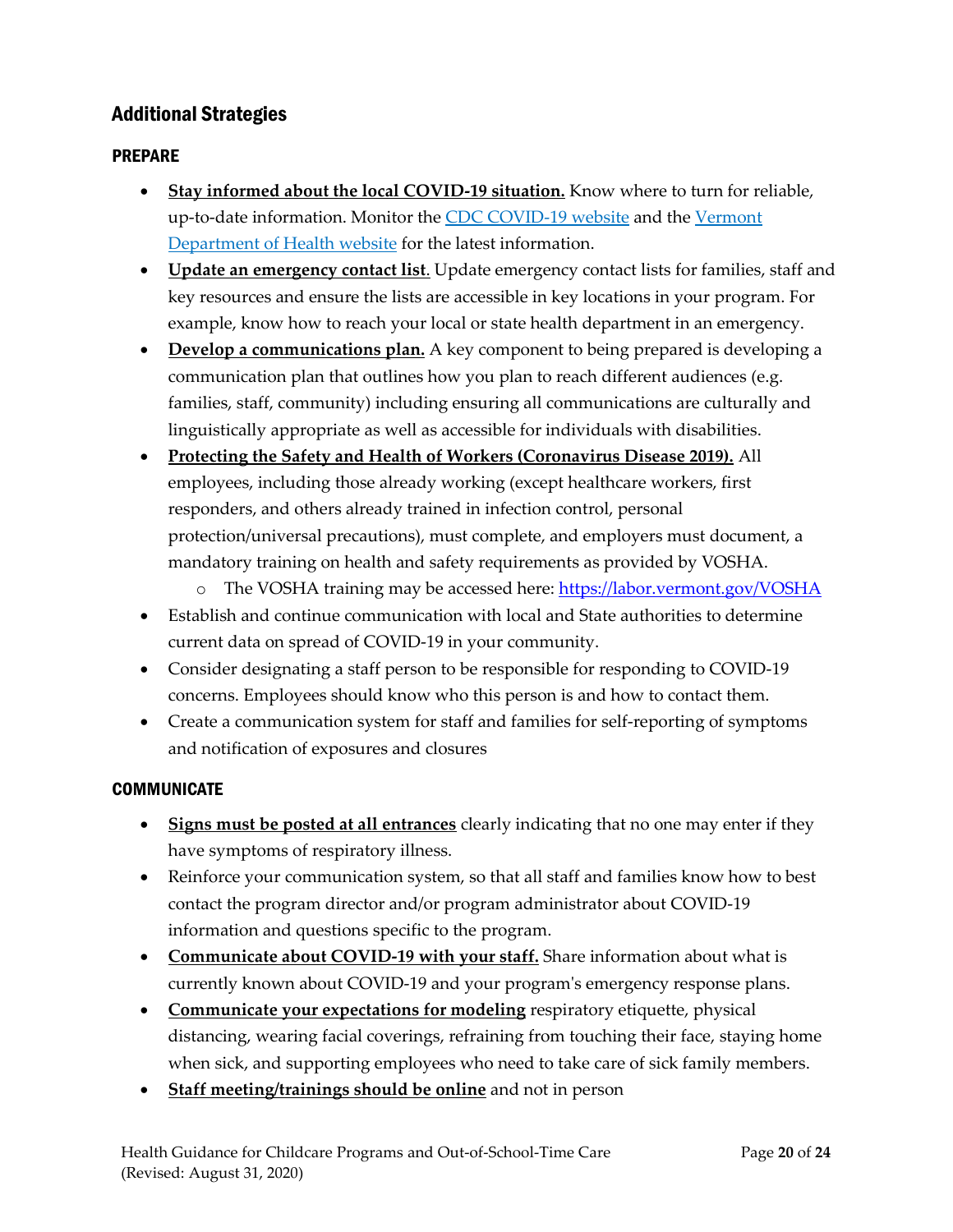## Additional Strategies

### PREPARE

- **Stay informed about the local COVID-19 situation.** Know where to turn for reliable, up-to-date information. Monitor the [CDC COVID-19 website]() and the [Vermont Department of Health website]() for the latest information.
- **Update an emergency contact list**. Update emergency contact lists for families, staff and key resources and ensure the lists are accessible in key locations in your program. For example, know how to reach your local or state health department in an emergency.
- **Develop a communications plan.** A key component to being prepared is developing a communication plan that outlines how you plan to reach different audiences (e.g. families, staff, community) including ensuring all communications are culturally and linguistically appropriate as well as accessible for individuals with disabilities.
- **Protecting the Safety and Health of Workers (Coronavirus Disease 2019).** All employees, including those already working (except healthcare workers, first responders, and others already trained in infection control, personal protection/universal precautions), must complete, and employers must document, a mandatory training on health and safety requirements as provided by VOSHA.
  - The VOSHA training may be accessed here: https://labor.vermont.gov/VOSHA
- Establish and continue communication with local and State authorities to determine current data on spread of COVID-19 in your community.
- Consider designating a staff person to be responsible for responding to COVID-19 concerns. Employees should know who this person is and how to contact them.
- Create a communication system for staff and families for self-reporting of symptoms and notification of exposures and closures

### COMMUNICATE

- **Signs must be posted at all entrances** clearly indicating that no one may enter if they have symptoms of respiratory illness.
- Reinforce your communication system, so that all staff and families know how to best contact the program director and/or program administrator about COVID-19 information and questions specific to the program.
- **Communicate about COVID-19 with your staff.** Share information about what is currently known about COVID-19 and your program's emergency response plans.
- **Communicate your expectations for modeling** respiratory etiquette, physical distancing, wearing facial coverings, refraining from touching their face, staying home when sick, and supporting employees who need to take care of sick family members.
- **Staff meeting/trainings should be online** and not in person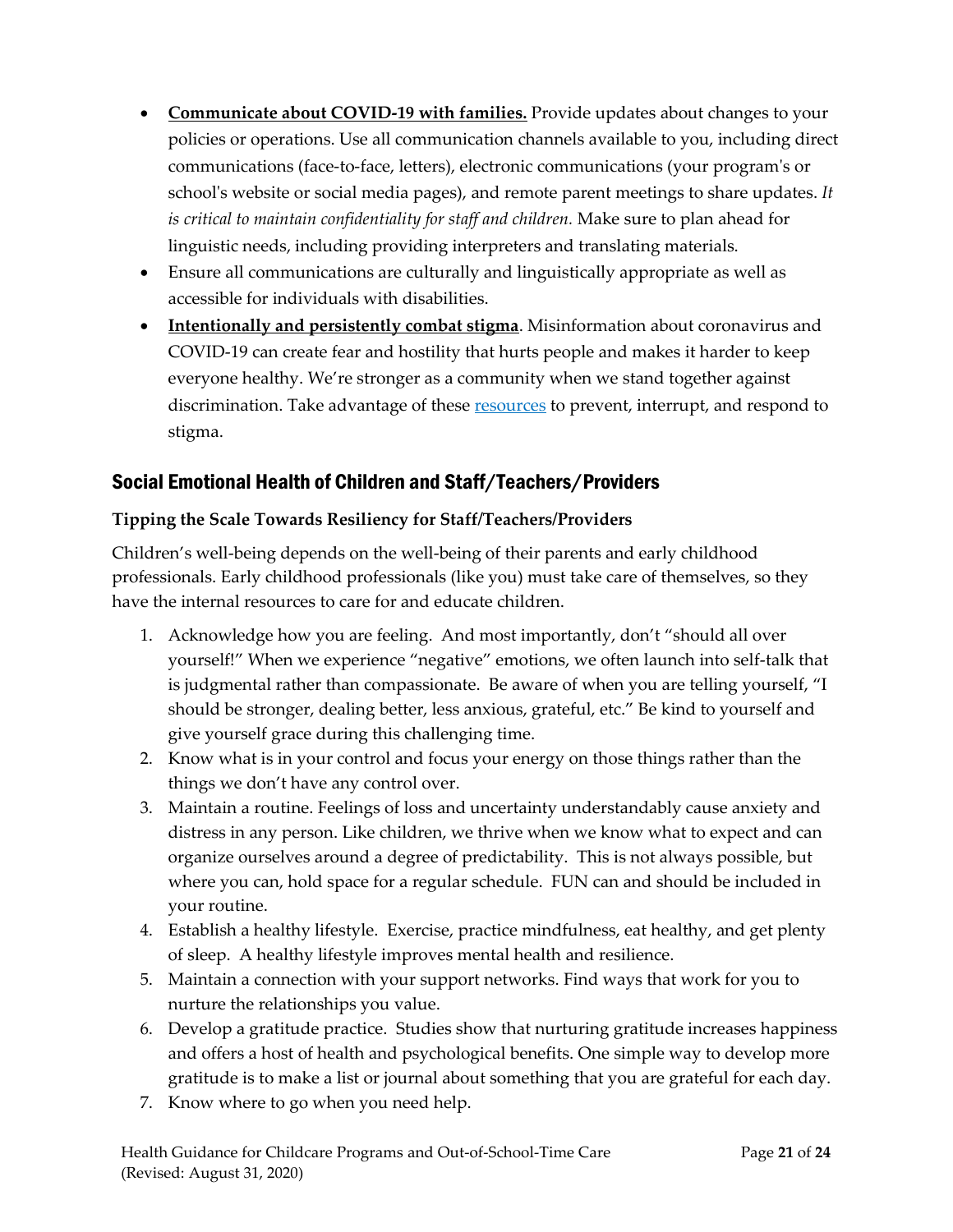- **Communicate about COVID-19 with families.** Provide updates about changes to your policies or operations. Use all communication channels available to you, including direct communications (face-to-face, letters), electronic communications (your program's or school's website or social media pages), and remote parent meetings to share updates. *It is critical to maintain confidentiality for staff and children.* Make sure to plan ahead for linguistic needs, including providing interpreters and translating materials.
- Ensure all communications are culturally and linguistically appropriate as well as accessible for individuals with disabilities.
- **Intentionally and persistently combat stigma**. Misinformation about coronavirus and COVID-19 can create fear and hostility that hurts people and makes it harder to keep everyone healthy. We're stronger as a community when we stand together against discrimination. Take advantage of these resources to prevent, interrupt, and respond to stigma.

## Social Emotional Health of Children and Staff/Teachers/Providers

### Tipping the Scale Towards Resiliency for Staff/Teachers/Providers

Children's well-being depends on the well-being of their parents and early childhood professionals. Early childhood professionals (like you) must take care of themselves, so they have the internal resources to care for and educate children.

1. Acknowledge how you are feeling. And most importantly, don't "should all over yourself!" When we experience "negative" emotions, we often launch into self-talk that is judgmental rather than compassionate. Be aware of when you are telling yourself, "I should be stronger, dealing better, less anxious, grateful, etc." Be kind to yourself and give yourself grace during this challenging time.
2. Know what is in your control and focus your energy on those things rather than the things we don't have any control over.
3. Maintain a routine. Feelings of loss and uncertainty understandably cause anxiety and distress in any person. Like children, we thrive when we know what to expect and can organize ourselves around a degree of predictability. This is not always possible, but where you can, hold space for a regular schedule. FUN can and should be included in your routine.
4. Establish a healthy lifestyle. Exercise, practice mindfulness, eat healthy, and get plenty of sleep. A healthy lifestyle improves mental health and resilience.
5. Maintain a connection with your support networks. Find ways that work for you to nurture the relationships you value.
6. Develop a gratitude practice. Studies show that nurturing gratitude increases happiness and offers a host of health and psychological benefits. One simple way to develop more gratitude is to make a list or journal about something that you are grateful for each day.
7. Know where to go when you need help.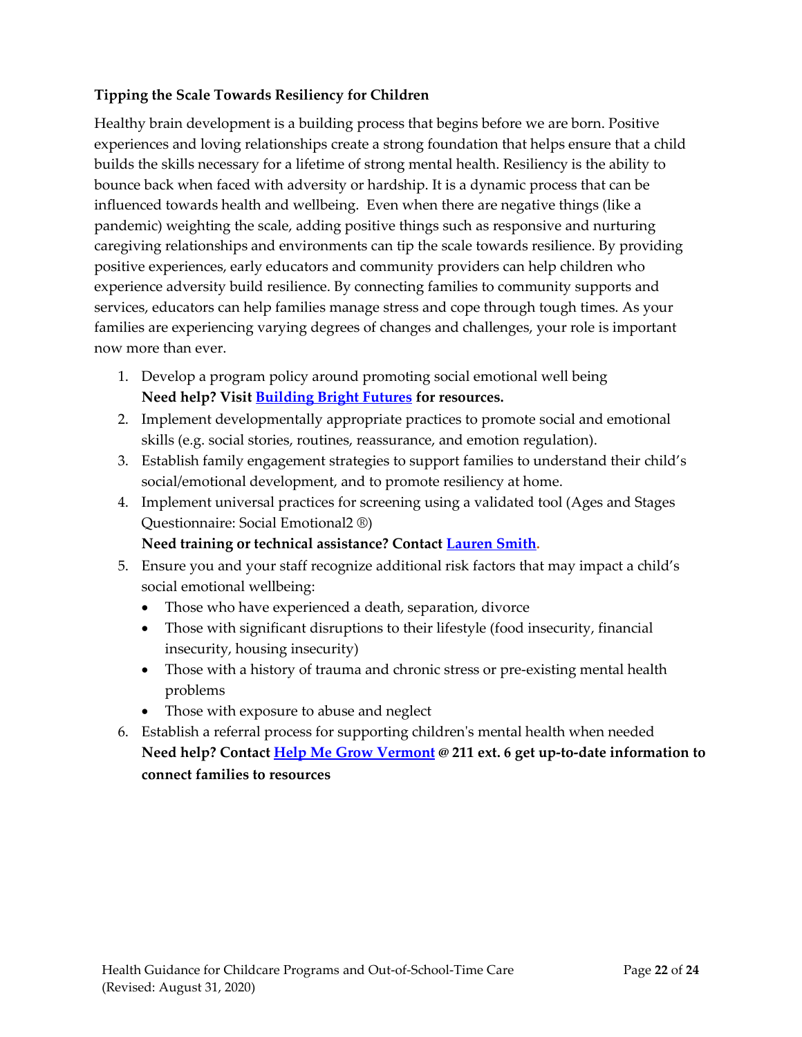**Tipping the Scale Towards Resiliency for Children**

Healthy brain development is a building process that begins before we are born. Positive experiences and loving relationships create a strong foundation that helps ensure that a child builds the skills necessary for a lifetime of strong mental health. Resiliency is the ability to bounce back when faced with adversity or hardship. It is a dynamic process that can be influenced towards health and wellbeing. Even when there are negative things (like a pandemic) weighting the scale, adding positive things such as responsive and nurturing caregiving relationships and environments can tip the scale towards resilience. By providing positive experiences, early educators and community providers can help children who experience adversity build resilience. By connecting families to community supports and services, educators can help families manage stress and cope through tough times. As your families are experiencing varying degrees of changes and challenges, your role is important now more than ever.

1. Develop a program policy around promoting social emotional well being
   **Need help? Visit Building Bright Futures for resources.**
2. Implement developmentally appropriate practices to promote social and emotional skills (e.g. social stories, routines, reassurance, and emotion regulation).
3. Establish family engagement strategies to support families to understand their child's social/emotional development, and to promote resiliency at home.
4. Implement universal practices for screening using a validated tool (Ages and Stages Questionnaire: Social Emotional2 ®)
   **Need training or technical assistance? Contact Lauren Smith.**
5. Ensure you and your staff recognize additional risk factors that may impact a child's social emotional wellbeing:
   - Those who have experienced a death, separation, divorce
   - Those with significant disruptions to their lifestyle (food insecurity, financial insecurity, housing insecurity)
   - Those with a history of trauma and chronic stress or pre-existing mental health problems
   - Those with exposure to abuse and neglect
6. Establish a referral process for supporting children's mental health when needed
   **Need help? Contact Help Me Grow Vermont @ 211 ext. 6 get up-to-date information to connect families to resources**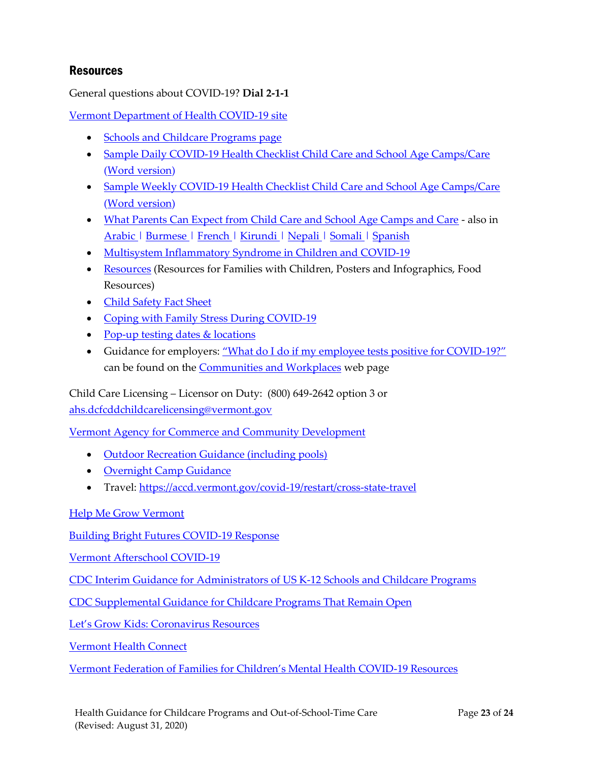## Resources

General questions about COVID-19? **Dial 2-1-1**

Vermont Department of Health COVID-19 site

- Schools and Childcare Programs page
- Sample Daily COVID-19 Health Checklist Child Care and School Age Camps/Care (Word version)
- Sample Weekly COVID-19 Health Checklist Child Care and School Age Camps/Care (Word version)
- What Parents Can Expect from Child Care and School Age Camps and Care - also in Arabic | Burmese | French | Kirundi | Nepali | Somali | Spanish
- Multisystem Inflammatory Syndrome in Children and COVID-19
- Resources (Resources for Families with Children, Posters and Infographics, Food Resources)
- Child Safety Fact Sheet
- Coping with Family Stress During COVID-19
- Pop-up testing dates & locations
- Guidance for employers: "What do I do if my employee tests positive for COVID-19?" can be found on the Communities and Workplaces web page

Child Care Licensing – Licensor on Duty: (800) 649-2642 option 3 or ahs.dcfcddchildcarelicensing@vermont.gov

Vermont Agency for Commerce and Community Development

- Outdoor Recreation Guidance (including pools)
- Overnight Camp Guidance
- Travel: https://accd.vermont.gov/covid-19/restart/cross-state-travel

Help Me Grow Vermont

Building Bright Futures COVID-19 Response

Vermont Afterschool COVID-19

CDC Interim Guidance for Administrators of US K-12 Schools and Childcare Programs

CDC Supplemental Guidance for Childcare Programs That Remain Open

Let's Grow Kids: Coronavirus Resources

Vermont Health Connect

Vermont Federation of Families for Children's Mental Health COVID-19 Resources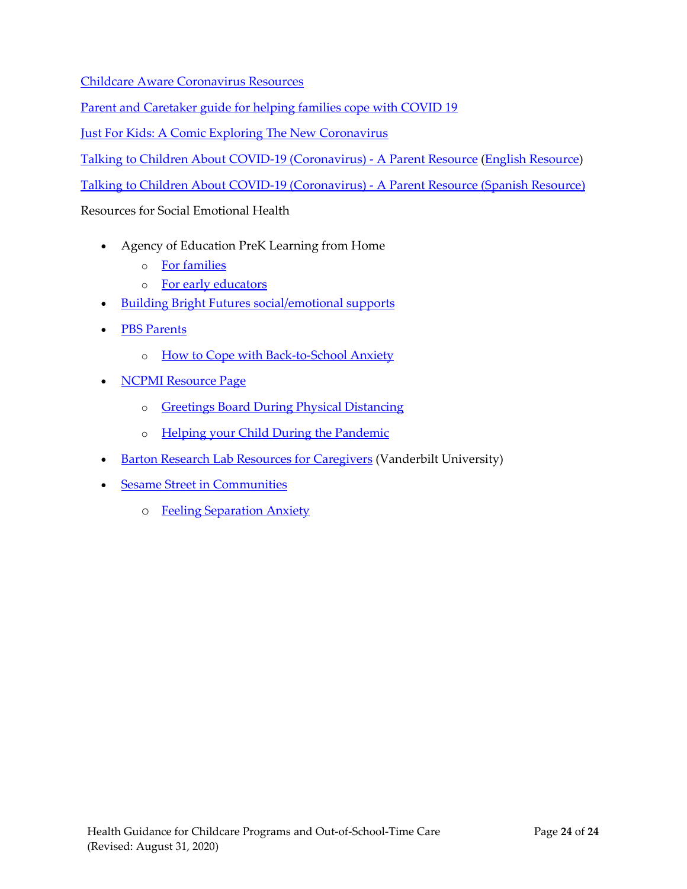Childcare Aware Coronavirus Resources

Parent and Caretaker guide for helping families cope with COVID 19

Just For Kids: A Comic Exploring The New Coronavirus

Talking to Children About COVID-19 (Coronavirus) - A Parent Resource (English Resource)

Talking to Children About COVID-19 (Coronavirus) - A Parent Resource (Spanish Resource)

Resources for Social Emotional Health

- Agency of Education PreK Learning from Home
  - For families
  - For early educators
- Building Bright Futures social/emotional supports
- PBS Parents
  - How to Cope with Back-to-School Anxiety
- NCPMI Resource Page
  - Greetings Board During Physical Distancing
  - Helping your Child During the Pandemic
- Barton Research Lab Resources for Caregivers (Vanderbilt University)
- Sesame Street in Communities
  - Feeling Separation Anxiety